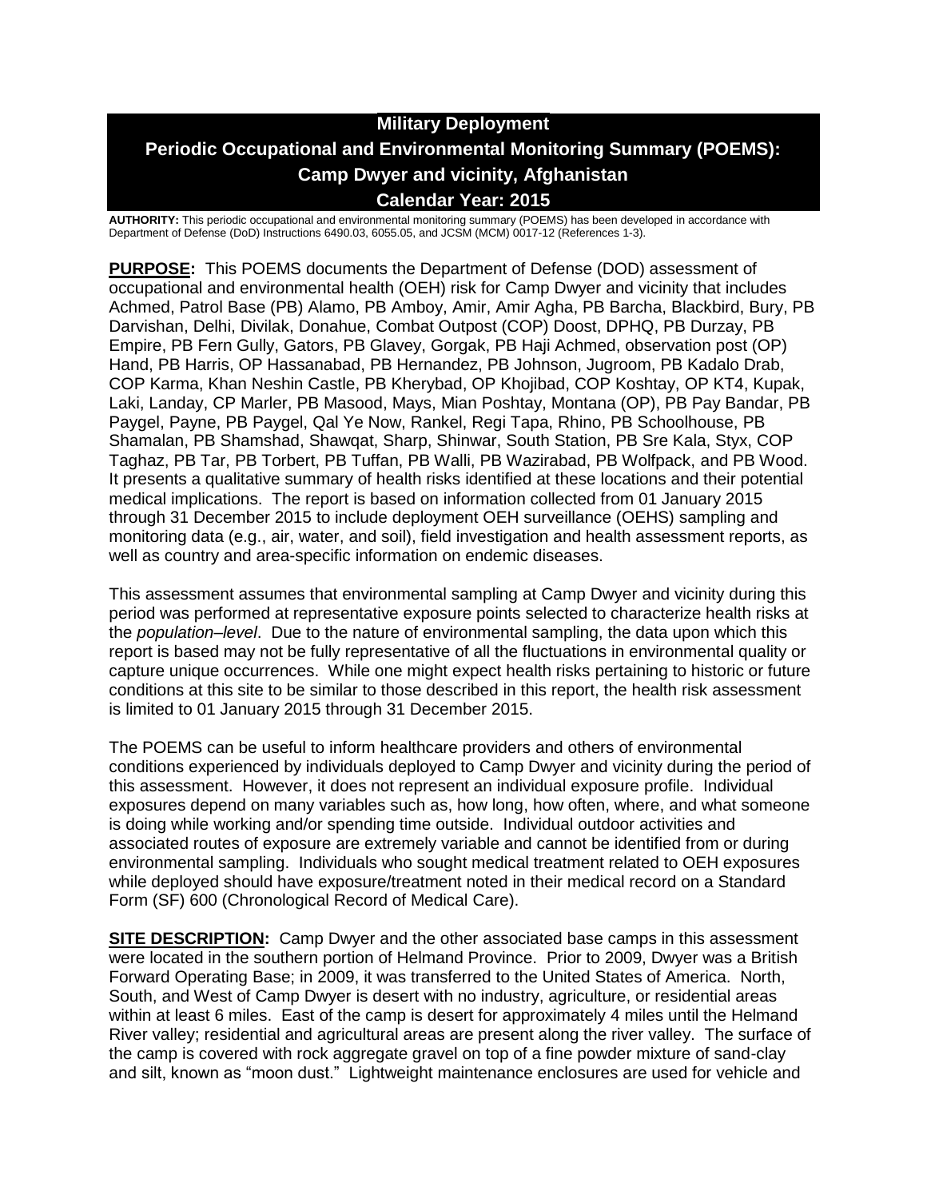# Military Deployment
# Periodic Occupational and Environmental Monitoring Summary (POEMS): Camp Dwyer and vicinity, Afghanistan
# Calendar Year: 2015

**AUTHORITY:** This periodic occupational and environmental monitoring summary (POEMS) has been developed in accordance with Department of Defense (DoD) Instructions 6490.03, 6055.05, and JCSM (MCM) 0017-12 (References 1-3).

**PURPOSE:** This POEMS documents the Department of Defense (DOD) assessment of occupational and environmental health (OEH) risk for Camp Dwyer and vicinity that includes Achmed, Patrol Base (PB) Alamo, PB Amboy, Amir, Amir Agha, PB Barcha, Blackbird, Bury, PB Darvishan, Delhi, Divilak, Donahue, Combat Outpost (COP) Doost, DPHQ, PB Durzay, PB Empire, PB Fern Gully, Gators, PB Glavey, Gorgak, PB Haji Achmed, observation post (OP) Hand, PB Harris, OP Hassanabad, PB Hernandez, PB Johnson, Jugroom, PB Kadalo Drab, COP Karma, Khan Neshin Castle, PB Kherybad, OP Khojibad, COP Koshtay, OP KT4, Kupak, Laki, Landay, CP Marler, PB Masood, Mays, Mian Poshtay, Montana (OP), PB Pay Bandar, PB Paygel, Payne, PB Paygel, Qal Ye Now, Rankel, Regi Tapa, Rhino, PB Schoolhouse, PB Shamalan, PB Shamshad, Shawqat, Sharp, Shinwar, South Station, PB Sre Kala, Styx, COP Taghaz, PB Tar, PB Torbert, PB Tuffan, PB Walli, PB Wazirabad, PB Wolfpack, and PB Wood. It presents a qualitative summary of health risks identified at these locations and their potential medical implications. The report is based on information collected from 01 January 2015 through 31 December 2015 to include deployment OEH surveillance (OEHS) sampling and monitoring data (e.g., air, water, and soil), field investigation and health assessment reports, as well as country and area-specific information on endemic diseases.

This assessment assumes that environmental sampling at Camp Dwyer and vicinity during this period was performed at representative exposure points selected to characterize health risks at the *population–level*. Due to the nature of environmental sampling, the data upon which this report is based may not be fully representative of all the fluctuations in environmental quality or capture unique occurrences. While one might expect health risks pertaining to historic or future conditions at this site to be similar to those described in this report, the health risk assessment is limited to 01 January 2015 through 31 December 2015.

The POEMS can be useful to inform healthcare providers and others of environmental conditions experienced by individuals deployed to Camp Dwyer and vicinity during the period of this assessment. However, it does not represent an individual exposure profile. Individual exposures depend on many variables such as, how long, how often, where, and what someone is doing while working and/or spending time outside. Individual outdoor activities and associated routes of exposure are extremely variable and cannot be identified from or during environmental sampling. Individuals who sought medical treatment related to OEH exposures while deployed should have exposure/treatment noted in their medical record on a Standard Form (SF) 600 (Chronological Record of Medical Care).

**SITE DESCRIPTION:** Camp Dwyer and the other associated base camps in this assessment were located in the southern portion of Helmand Province. Prior to 2009, Dwyer was a British Forward Operating Base; in 2009, it was transferred to the United States of America. North, South, and West of Camp Dwyer is desert with no industry, agriculture, or residential areas within at least 6 miles. East of the camp is desert for approximately 4 miles until the Helmand River valley; residential and agricultural areas are present along the river valley. The surface of the camp is covered with rock aggregate gravel on top of a fine powder mixture of sand-clay and silt, known as "moon dust." Lightweight maintenance enclosures are used for vehicle and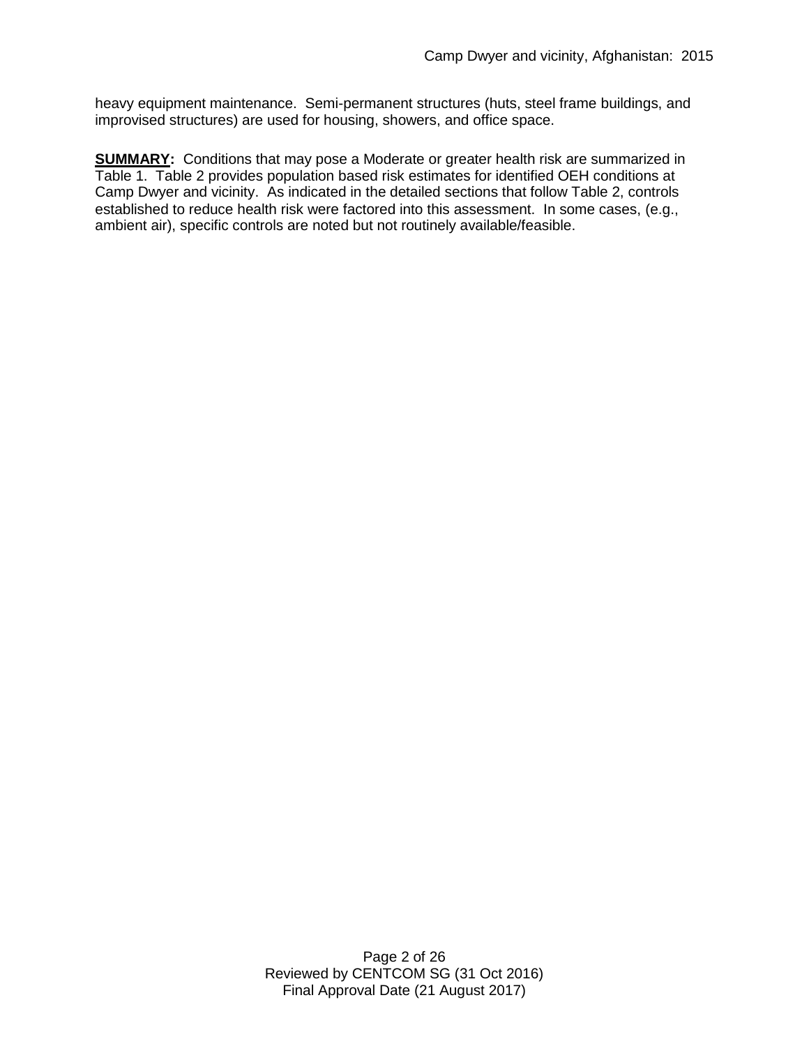heavy equipment maintenance. Semi-permanent structures (huts, steel frame buildings, and improvised structures) are used for housing, showers, and office space.

**SUMMARY:** Conditions that may pose a Moderate or greater health risk are summarized in Table 1. Table 2 provides population based risk estimates for identified OEH conditions at Camp Dwyer and vicinity. As indicated in the detailed sections that follow Table 2, controls established to reduce health risk were factored into this assessment. In some cases, (e.g., ambient air), specific controls are noted but not routinely available/feasible.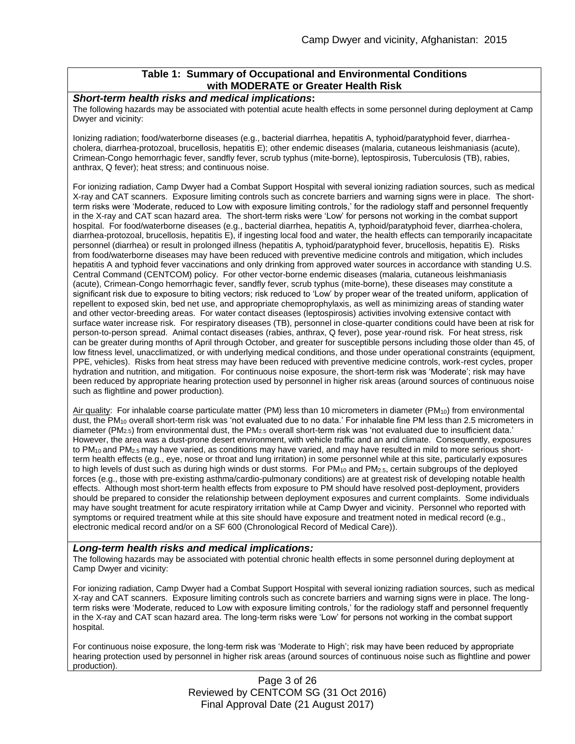## Table 1: Summary of Occupational and Environmental Conditions with MODERATE or Greater Health Risk

***Short-term health risks and medical implications*:**

The following hazards may be associated with potential acute health effects in some personnel during deployment at Camp Dwyer and vicinity:

Ionizing radiation; food/waterborne diseases (e.g., bacterial diarrhea, hepatitis A, typhoid/paratyphoid fever, diarrhea-cholera, diarrhea-protozoal, brucellosis, hepatitis E); other endemic diseases (malaria, cutaneous leishmaniasis (acute), Crimean-Congo hemorrhagic fever, sandfly fever, scrub typhus (mite-borne), leptospirosis, Tuberculosis (TB), rabies, anthrax, Q fever); heat stress; and continuous noise.

For ionizing radiation, Camp Dwyer had a Combat Support Hospital with several ionizing radiation sources, such as medical X-ray and CAT scanners. Exposure limiting controls such as concrete barriers and warning signs were in place. The short-term risks were 'Moderate, reduced to Low with exposure limiting controls,' for the radiology staff and personnel frequently in the X-ray and CAT scan hazard area. The short-term risks were 'Low' for persons not working in the combat support hospital. For food/waterborne diseases (e.g., bacterial diarrhea, hepatitis A, typhoid/paratyphoid fever, diarrhea-cholera, diarrhea-protozoal, brucellosis, hepatitis E), if ingesting local food and water, the health effects can temporarily incapacitate personnel (diarrhea) or result in prolonged illness (hepatitis A, typhoid/paratyphoid fever, brucellosis, hepatitis E). Risks from food/waterborne diseases may have been reduced with preventive medicine controls and mitigation, which includes hepatitis A and typhoid fever vaccinations and only drinking from approved water sources in accordance with standing U.S. Central Command (CENTCOM) policy. For other vector-borne endemic diseases (malaria, cutaneous leishmaniasis (acute), Crimean-Congo hemorrhagic fever, sandfly fever, scrub typhus (mite-borne), these diseases may constitute a significant risk due to exposure to biting vectors; risk reduced to 'Low' by proper wear of the treated uniform, application of repellent to exposed skin, bed net use, and appropriate chemoprophylaxis, as well as minimizing areas of standing water and other vector-breeding areas. For water contact diseases (leptospirosis) activities involving extensive contact with surface water increase risk. For respiratory diseases (TB), personnel in close-quarter conditions could have been at risk for person-to-person spread. Animal contact diseases (rabies, anthrax, Q fever), pose year-round risk. For heat stress, risk can be greater during months of April through October, and greater for susceptible persons including those older than 45, of low fitness level, unacclimatized, or with underlying medical conditions, and those under operational constraints (equipment, PPE, vehicles). Risks from heat stress may have been reduced with preventive medicine controls, work-rest cycles, proper hydration and nutrition, and mitigation. For continuous noise exposure, the short-term risk was 'Moderate'; risk may have been reduced by appropriate hearing protection used by personnel in higher risk areas (around sources of continuous noise such as flightline and power production).

Air quality: For inhalable coarse particulate matter (PM) less than 10 micrometers in diameter ($PM_{10}$) from environmental dust, the $PM_{10}$ overall short-term risk was 'not evaluated due to no data.' For inhalable fine PM less than 2.5 micrometers in diameter ($PM_{2.5}$) from environmental dust, the $PM_{2.5}$ overall short-term risk was 'not evaluated due to insufficient data.' However, the area was a dust-prone desert environment, with vehicle traffic and an arid climate. Consequently, exposures to $PM_{10}$ and $PM_{2.5}$ may have varied, as conditions may have varied, and may have resulted in mild to more serious short-term health effects (e.g., eye, nose or throat and lung irritation) in some personnel while at this site, particularly exposures to high levels of dust such as during high winds or dust storms. For $PM_{10}$ and $PM_{2.5}$, certain subgroups of the deployed forces (e.g., those with pre-existing asthma/cardio-pulmonary conditions) are at greatest risk of developing notable health effects. Although most short-term health effects from exposure to PM should have resolved post-deployment, providers should be prepared to consider the relationship between deployment exposures and current complaints. Some individuals may have sought treatment for acute respiratory irritation while at Camp Dwyer and vicinity. Personnel who reported with symptoms or required treatment while at this site should have exposure and treatment noted in medical record (e.g., electronic medical record and/or on a SF 600 (Chronological Record of Medical Care)).

***Long-term health risks and medical implications:***

The following hazards may be associated with potential chronic health effects in some personnel during deployment at Camp Dwyer and vicinity:

For ionizing radiation, Camp Dwyer had a Combat Support Hospital with several ionizing radiation sources, such as medical X-ray and CAT scanners. Exposure limiting controls such as concrete barriers and warning signs were in place. The long-term risks were 'Moderate, reduced to Low with exposure limiting controls,' for the radiology staff and personnel frequently in the X-ray and CAT scan hazard area. The long-term risks were 'Low' for persons not working in the combat support hospital.

For continuous noise exposure, the long-term risk was 'Moderate to High'; risk may have been reduced by appropriate hearing protection used by personnel in higher risk areas (around sources of continuous noise such as flightline and power production).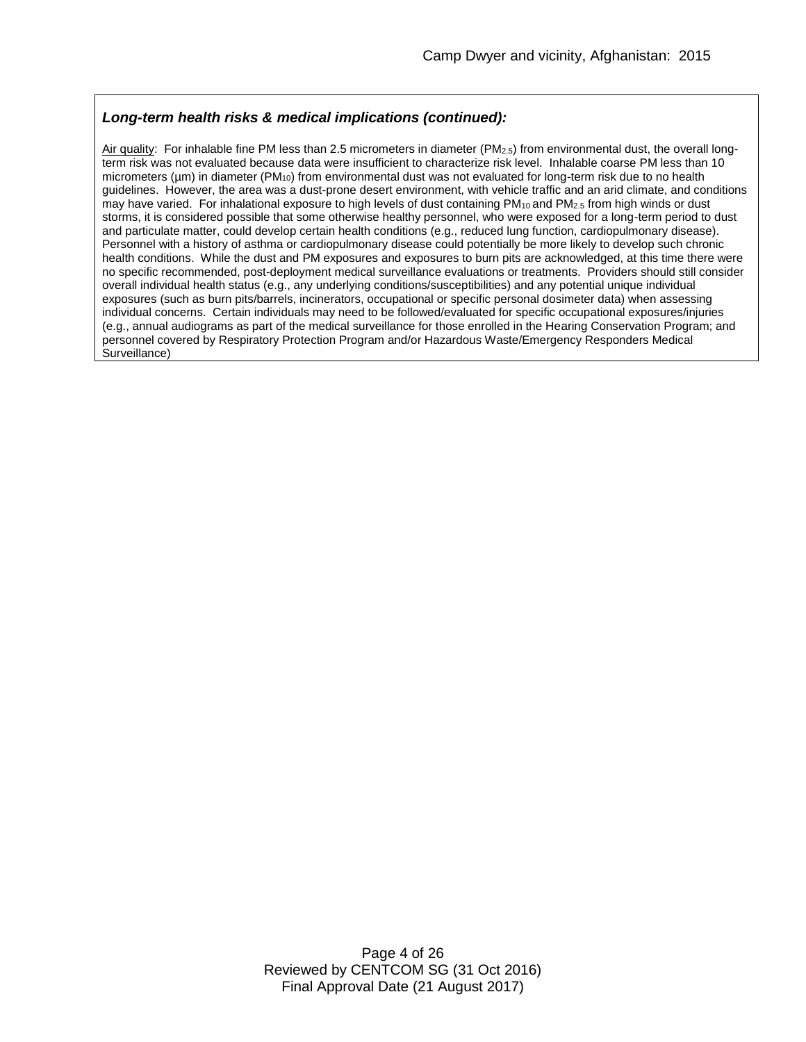***Long-term health risks & medical implications (continued):***

Air quality: For inhalable fine PM less than 2.5 micrometers in diameter ($PM_{2.5}$) from environmental dust, the overall long-term risk was not evaluated because data were insufficient to characterize risk level. Inhalable coarse PM less than 10 micrometers (µm) in diameter ($PM_{10}$) from environmental dust was not evaluated for long-term risk due to no health guidelines. However, the area was a dust-prone desert environment, with vehicle traffic and an arid climate, and conditions may have varied. For inhalational exposure to high levels of dust containing $PM_{10}$ and $PM_{2.5}$ from high winds or dust storms, it is considered possible that some otherwise healthy personnel, who were exposed for a long-term period to dust and particulate matter, could develop certain health conditions (e.g., reduced lung function, cardiopulmonary disease). Personnel with a history of asthma or cardiopulmonary disease could potentially be more likely to develop such chronic health conditions. While the dust and PM exposures and exposures to burn pits are acknowledged, at this time there were no specific recommended, post-deployment medical surveillance evaluations or treatments. Providers should still consider overall individual health status (e.g., any underlying conditions/susceptibilities) and any potential unique individual exposures (such as burn pits/barrels, incinerators, occupational or specific personal dosimeter data) when assessing individual concerns. Certain individuals may need to be followed/evaluated for specific occupational exposures/injuries (e.g., annual audiograms as part of the medical surveillance for those enrolled in the Hearing Conservation Program; and personnel covered by Respiratory Protection Program and/or Hazardous Waste/Emergency Responders Medical Surveillance)

Reviewed by CENTCOM SG (31 Oct 2016)
Final Approval Date (21 August 2017)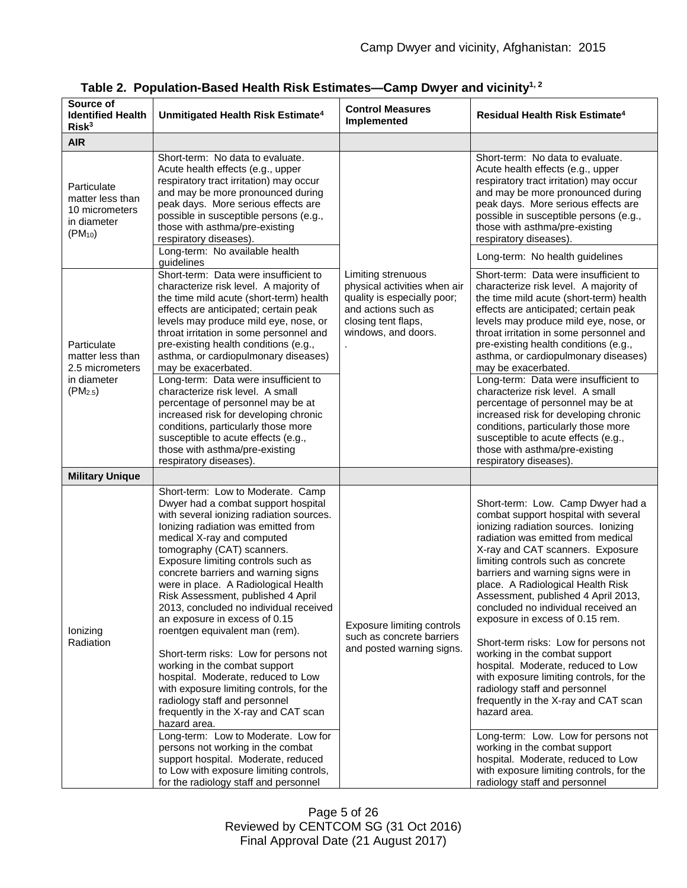**Table 2. Population-Based Health Risk Estimates—Camp Dwyer and vicinity[1, 2]**

| Source of Identified Health Risk[3] | Unmitigated Health Risk Estimate[4] | Control Measures Implemented | Residual Health Risk Estimate[4] |
|---|---|---|---|
| **AIR** | | | |
| Particulate matter less than 10 micrometers in diameter ($PM_{10}$) | Short-term: No data to evaluate. Acute health effects (e.g., upper respiratory tract irritation) may occur and may be more pronounced during peak days. More serious effects are possible in susceptible persons (e.g., those with asthma/pre-existing respiratory diseases). | Limiting strenuous physical activities when air quality is especially poor; and actions such as closing tent flaps, windows, and doors. . | Short-term: No data to evaluate. Acute health effects (e.g., upper respiratory tract irritation) may occur and may be more pronounced during peak days. More serious effects are possible in susceptible persons (e.g., those with asthma/pre-existing respiratory diseases). |
| | Long-term: No available health guidelines | | Long-term: No health guidelines |
| Particulate matter less than 2.5 micrometers in diameter ($PM_{2.5}$) | Short-term: Data were insufficient to characterize risk level. A majority of the time mild acute (short-term) health effects are anticipated; certain peak levels may produce mild eye, nose, or throat irritation in some personnel and pre-existing health conditions (e.g., asthma, or cardiopulmonary diseases) may be exacerbated. | | Short-term: Data were insufficient to characterize risk level. A majority of the time mild acute (short-term) health effects are anticipated; certain peak levels may produce mild eye, nose, or throat irritation in some personnel and pre-existing health conditions (e.g., asthma, or cardiopulmonary diseases) may be exacerbated. |
| | Long-term: Data were insufficient to characterize risk level. A small percentage of personnel may be at increased risk for developing chronic conditions, particularly those more susceptible to acute effects (e.g., those with asthma/pre-existing respiratory diseases). | | Long-term: Data were insufficient to characterize risk level. A small percentage of personnel may be at increased risk for developing chronic conditions, particularly those more susceptible to acute effects (e.g., those with asthma/pre-existing respiratory diseases). |
| **Military Unique** | | | |
| Ionizing Radiation | Short-term: Low to Moderate. Camp Dwyer had a combat support hospital with several ionizing radiation sources. Ionizing radiation was emitted from medical X-ray and computed tomography (CAT) scanners. Exposure limiting controls such as concrete barriers and warning signs were in place. A Radiological Health Risk Assessment, published 4 April 2013, concluded no individual received an exposure in excess of 0.15 roentgen equivalent man (rem).<br><br>Short-term risks: Low for persons not working in the combat support hospital. Moderate, reduced to Low with exposure limiting controls, for the radiology staff and personnel frequently in the X-ray and CAT scan hazard area. | Exposure limiting controls such as concrete barriers and posted warning signs. | Short-term: Low. Camp Dwyer had a combat support hospital with several ionizing radiation sources. Ionizing radiation was emitted from medical X-ray and CAT scanners. Exposure limiting controls such as concrete barriers and warning signs were in place. A Radiological Health Risk Assessment, published 4 April 2013, concluded no individual received an exposure in excess of 0.15 rem.<br><br>Short-term risks: Low for persons not working in the combat support hospital. Moderate, reduced to Low with exposure limiting controls, for the radiology staff and personnel frequently in the X-ray and CAT scan hazard area. |
| | Long-term: Low to Moderate. Low for persons not working in the combat support hospital. Moderate, reduced to Low with exposure limiting controls, for the radiology staff and personnel | | Long-term: Low. Low for persons not working in the combat support hospital. Moderate, reduced to Low with exposure limiting controls, for the radiology staff and personnel |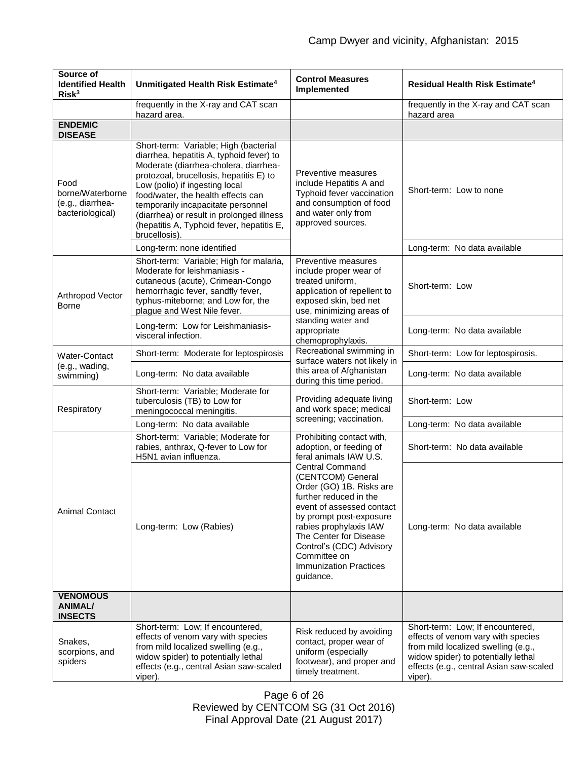| Source of Identified Health Risk[3] | Unmitigated Health Risk Estimate[4] | Control Measures Implemented | Residual Health Risk Estimate[4] |
|---|---|---|---|
| | frequently in the X-ray and CAT scan hazard area. | | frequently in the X-ray and CAT scan hazard area |
| **ENDEMIC DISEASE** | | | |
| Food borne/Waterborne (e.g., diarrhea-bacteriological) | Short-term: Variable; High (bacterial diarrhea, hepatitis A, typhoid fever) to Moderate (diarrhea-cholera, diarrhea-protozoal, brucellosis, hepatitis E) to Low (polio) if ingesting local food/water, the health effects can temporarily incapacitate personnel (diarrhea) or result in prolonged illness (hepatitis A, Typhoid fever, hepatitis E, brucellosis). | Preventive measures include Hepatitis A and Typhoid fever vaccination and consumption of food and water only from approved sources. | Short-term: Low to none |
| | Long-term: none identified | | Long-term: No data available |
| Arthropod Vector Borne | Short-term: Variable; High for malaria, Moderate for leishmaniasis - cutaneous (acute), Crimean-Congo hemorrhagic fever, sandfly fever, typhus-miteborne; and Low for, the plague and West Nile fever. | Preventive measures include proper wear of treated uniform, application of repellent to exposed skin, bed net use, minimizing areas of standing water and appropriate chemoprophylaxis. | Short-term: Low |
| | Long-term: Low for Leishmaniasis-visceral infection. | | Long-term: No data available |
| Water-Contact (e.g., wading, swimming) | Short-term: Moderate for leptospirosis | Recreational swimming in surface waters not likely in this area of Afghanistan during this time period. | Short-term: Low for leptospirosis. |
| | Long-term: No data available | | Long-term: No data available |
| Respiratory | Short-term: Variable; Moderate for tuberculosis (TB) to Low for meningococcal meningitis. | Providing adequate living and work space; medical screening; vaccination. | Short-term: Low |
| | Long-term: No data available | | Long-term: No data available |
| Animal Contact | Short-term: Variable; Moderate for rabies, anthrax, Q-fever to Low for H5N1 avian influenza. | Prohibiting contact with, adoption, or feeding of feral animals IAW U.S. Central Command (CENTCOM) General Order (GO) 1B. Risks are further reduced in the event of assessed contact by prompt post-exposure rabies prophylaxis IAW The Center for Disease Control's (CDC) Advisory Committee on Immunization Practices guidance. | Short-term: No data available |
| | Long-term: Low (Rabies) | | Long-term: No data available |
| **VENOMOUS ANIMAL/ INSECTS** | | | |
| Snakes, scorpions, and spiders | Short-term: Low; If encountered, effects of venom vary with species from mild localized swelling (e.g., widow spider) to potentially lethal effects (e.g., central Asian saw-scaled viper). | Risk reduced by avoiding contact, proper wear of uniform (especially footwear), and proper and timely treatment. | Short-term: Low; If encountered, effects of venom vary with species from mild localized swelling (e.g., widow spider) to potentially lethal effects (e.g., central Asian saw-scaled viper). |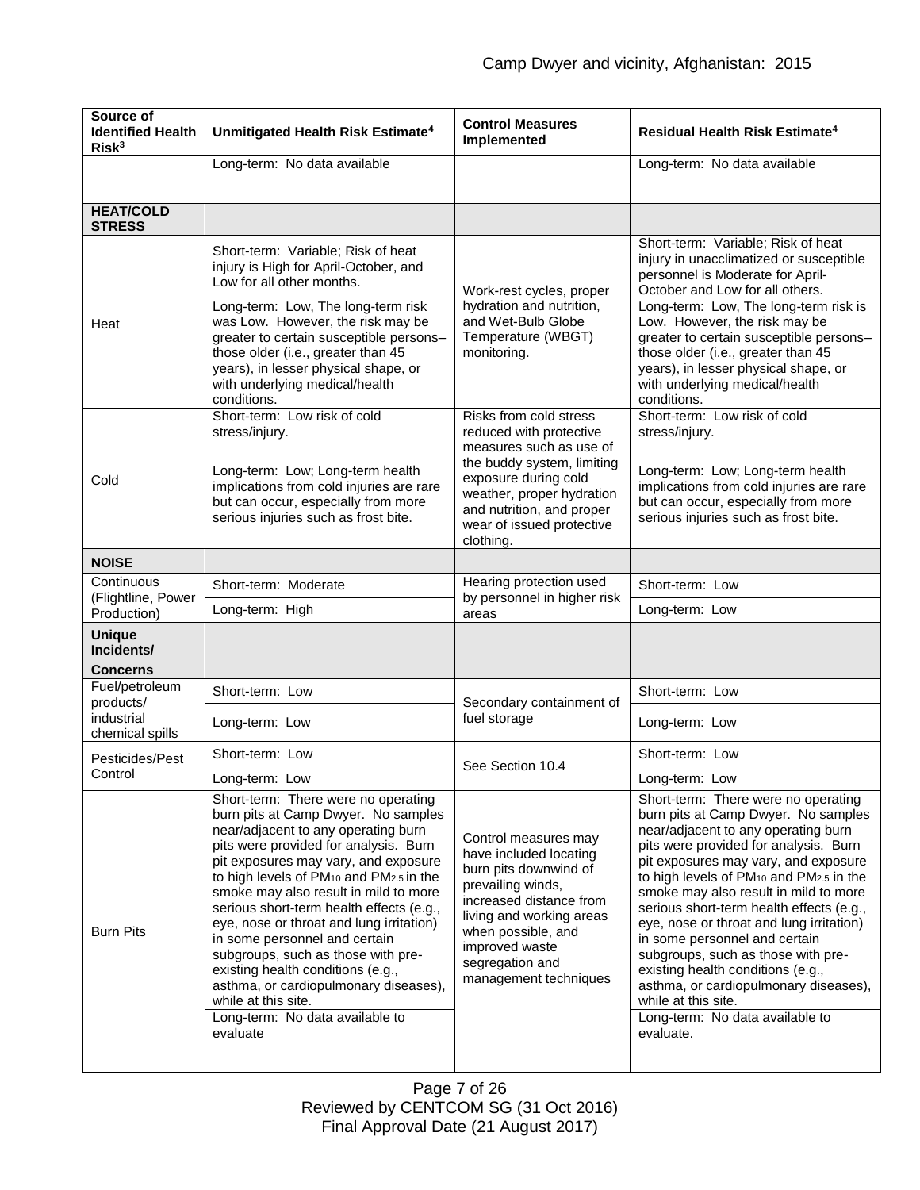| Source of Identified Health Risk[3] | Unmitigated Health Risk Estimate[4] | Control Measures Implemented | Residual Health Risk Estimate[4] |
|---|---|---|---|
| | Long-term: No data available | | Long-term: No data available |
| **HEAT/COLD STRESS** | | | |
| Heat | Short-term: Variable; Risk of heat injury is High for April-October, and Low for all other months. | Work-rest cycles, proper hydration and nutrition, and Wet-Bulb Globe Temperature (WBGT) monitoring. | Short-term: Variable; Risk of heat injury in unacclimatized or susceptible personnel is Moderate for April-October and Low for all others. |
| | Long-term: Low, The long-term risk was Low. However, the risk may be greater to certain susceptible persons–those older (i.e., greater than 45 years), in lesser physical shape, or with underlying medical/health conditions. | | Long-term: Low, The long-term risk is Low. However, the risk may be greater to certain susceptible persons–those older (i.e., greater than 45 years), in lesser physical shape, or with underlying medical/health conditions. |
| Cold | Short-term: Low risk of cold stress/injury. | Risks from cold stress reduced with protective measures such as use of the buddy system, limiting exposure during cold weather, proper hydration and nutrition, and proper wear of issued protective clothing. | Short-term: Low risk of cold stress/injury. |
| | Long-term: Low; Long-term health implications from cold injuries are rare but can occur, especially from more serious injuries such as frost bite. | | Long-term: Low; Long-term health implications from cold injuries are rare but can occur, especially from more serious injuries such as frost bite. |
| **NOISE** | | | |
| Continuous (Flightline, Power Production) | Short-term: Moderate | Hearing protection used by personnel in higher risk areas | Short-term: Low |
| | Long-term: High | | Long-term: Low |
| **Unique Incidents/ Concerns** | | | |
| Fuel/petroleum products/ industrial chemical spills | Short-term: Low | Secondary containment of fuel storage | Short-term: Low |
| | Long-term: Low | | Long-term: Low |
| Pesticides/Pest Control | Short-term: Low | See Section 10.4 | Short-term: Low |
| | Long-term: Low | | Long-term: Low |
| Burn Pits | Short-term: There were no operating burn pits at Camp Dwyer. No samples near/adjacent to any operating burn pits were provided for analysis. Burn pit exposures may vary, and exposure to high levels of $PM_{10}$ and $PM_{2.5}$ in the smoke may also result in mild to more serious short-term health effects (e.g., eye, nose or throat and lung irritation) in some personnel and certain subgroups, such as those with pre-existing health conditions (e.g., asthma, or cardiopulmonary diseases), while at this site. | Control measures may have included locating burn pits downwind of prevailing winds, increased distance from living and working areas when possible, and improved waste segregation and management techniques | Short-term: There were no operating burn pits at Camp Dwyer. No samples near/adjacent to any operating burn pits were provided for analysis. Burn pit exposures may vary, and exposure to high levels of $PM_{10}$ and $PM_{2.5}$ in the smoke may also result in mild to more serious short-term health effects (e.g., eye, nose or throat and lung irritation) in some personnel and certain subgroups, such as those with pre-existing health conditions (e.g., asthma, or cardiopulmonary diseases), while at this site. |
| | Long-term: No data available to evaluate | | Long-term: No data available to evaluate. |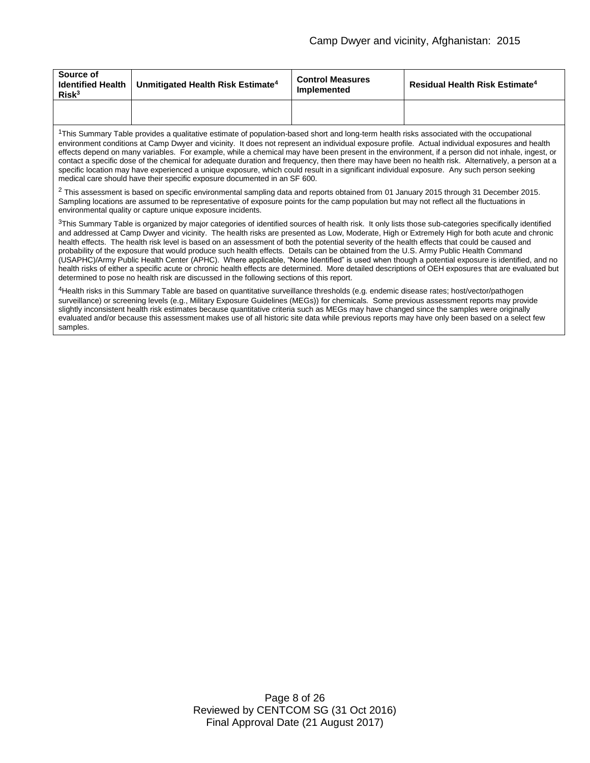| Source of Identified Health Risk[3] | Unmitigated Health Risk Estimate[4] | Control Measures Implemented | Residual Health Risk Estimate[4] |
|---|---|---|---|
| | | | |

[1]This Summary Table provides a qualitative estimate of population-based short and long-term health risks associated with the occupational environment conditions at Camp Dwyer and vicinity. It does not represent an individual exposure profile. Actual individual exposures and health effects depend on many variables. For example, while a chemical may have been present in the environment, if a person did not inhale, ingest, or contact a specific dose of the chemical for adequate duration and frequency, then there may have been no health risk. Alternatively, a person at a specific location may have experienced a unique exposure, which could result in a significant individual exposure. Any such person seeking medical care should have their specific exposure documented in an SF 600.

[2] This assessment is based on specific environmental sampling data and reports obtained from 01 January 2015 through 31 December 2015. Sampling locations are assumed to be representative of exposure points for the camp population but may not reflect all the fluctuations in environmental quality or capture unique exposure incidents.

[3]This Summary Table is organized by major categories of identified sources of health risk. It only lists those sub-categories specifically identified and addressed at Camp Dwyer and vicinity. The health risks are presented as Low, Moderate, High or Extremely High for both acute and chronic health effects. The health risk level is based on an assessment of both the potential severity of the health effects that could be caused and probability of the exposure that would produce such health effects. Details can be obtained from the U.S. Army Public Health Command (USAPHC)/Army Public Health Center (APHC). Where applicable, "None Identified" is used when though a potential exposure is identified, and no health risks of either a specific acute or chronic health effects are determined. More detailed descriptions of OEH exposures that are evaluated but determined to pose no health risk are discussed in the following sections of this report.

[4]Health risks in this Summary Table are based on quantitative surveillance thresholds (e.g. endemic disease rates; host/vector/pathogen surveillance) or screening levels (e.g., Military Exposure Guidelines (MEGs)) for chemicals. Some previous assessment reports may provide slightly inconsistent health risk estimates because quantitative criteria such as MEGs may have changed since the samples were originally evaluated and/or because this assessment makes use of all historic site data while previous reports may have only been based on a select few samples.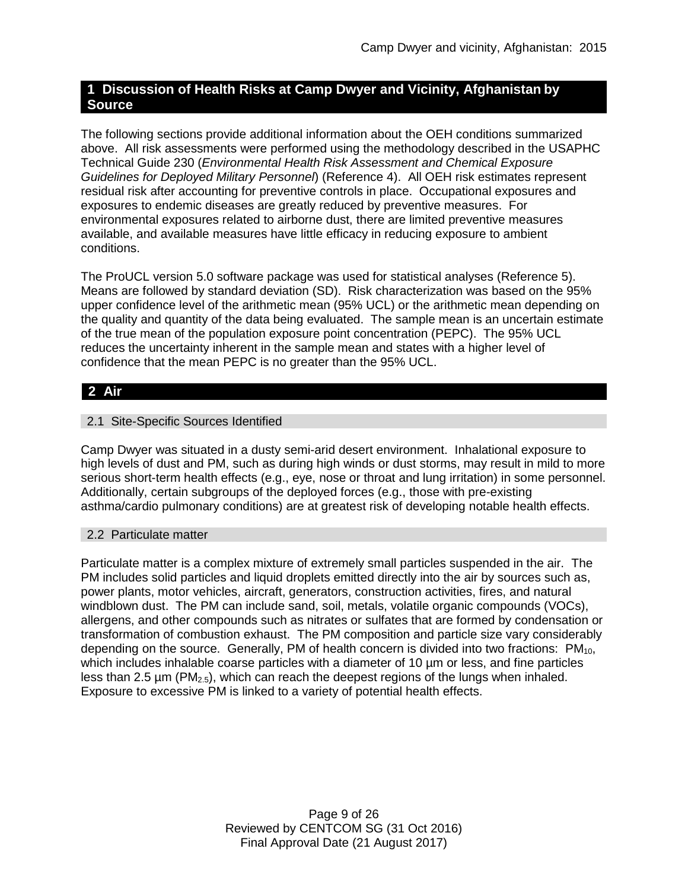## 1 Discussion of Health Risks at Camp Dwyer and Vicinity, Afghanistan by Source

The following sections provide additional information about the OEH conditions summarized above. All risk assessments were performed using the methodology described in the USAPHC Technical Guide 230 (*Environmental Health Risk Assessment and Chemical Exposure Guidelines for Deployed Military Personnel*) (Reference 4). All OEH risk estimates represent residual risk after accounting for preventive controls in place. Occupational exposures and exposures to endemic diseases are greatly reduced by preventive measures. For environmental exposures related to airborne dust, there are limited preventive measures available, and available measures have little efficacy in reducing exposure to ambient conditions.

The ProUCL version 5.0 software package was used for statistical analyses (Reference 5). Means are followed by standard deviation (SD). Risk characterization was based on the 95% upper confidence level of the arithmetic mean (95% UCL) or the arithmetic mean depending on the quality and quantity of the data being evaluated. The sample mean is an uncertain estimate of the true mean of the population exposure point concentration (PEPC). The 95% UCL reduces the uncertainty inherent in the sample mean and states with a higher level of confidence that the mean PEPC is no greater than the 95% UCL.

## 2 Air

### 2.1 Site-Specific Sources Identified

Camp Dwyer was situated in a dusty semi-arid desert environment. Inhalational exposure to high levels of dust and PM, such as during high winds or dust storms, may result in mild to more serious short-term health effects (e.g., eye, nose or throat and lung irritation) in some personnel. Additionally, certain subgroups of the deployed forces (e.g., those with pre-existing asthma/cardio pulmonary conditions) are at greatest risk of developing notable health effects.

### 2.2 Particulate matter

Particulate matter is a complex mixture of extremely small particles suspended in the air. The PM includes solid particles and liquid droplets emitted directly into the air by sources such as, power plants, motor vehicles, aircraft, generators, construction activities, fires, and natural windblown dust. The PM can include sand, soil, metals, volatile organic compounds (VOCs), allergens, and other compounds such as nitrates or sulfates that are formed by condensation or transformation of combustion exhaust. The PM composition and particle size vary considerably depending on the source. Generally, PM of health concern is divided into two fractions: $PM_{10}$, which includes inhalable coarse particles with a diameter of 10 µm or less, and fine particles less than 2.5 µm ($PM_{2.5}$), which can reach the deepest regions of the lungs when inhaled. Exposure to excessive PM is linked to a variety of potential health effects.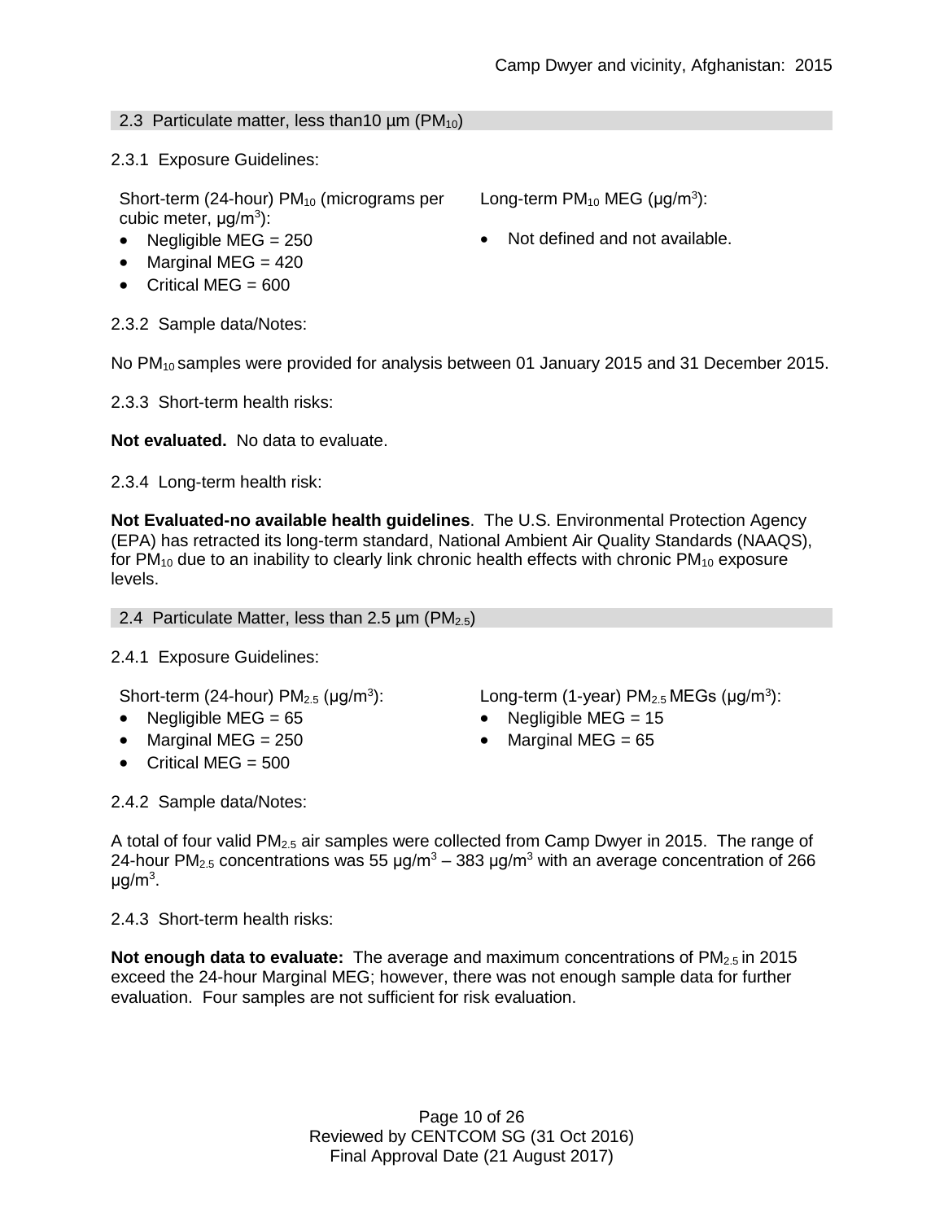## 2.3 Particulate matter, less than10 µm ($PM_{10}$)

2.3.1 Exposure Guidelines:

Short-term (24-hour) $PM_{10}$ (micrograms per cubic meter, µg/m$^3$):

- Negligible MEG = 250
- Marginal MEG = 420
- Critical MEG = 600

Long-term $PM_{10}$ MEG (µg/m$^3$):

- Not defined and not available.

2.3.2 Sample data/Notes:

No $PM_{10}$ samples were provided for analysis between 01 January 2015 and 31 December 2015.

2.3.3 Short-term health risks:

**Not evaluated.** No data to evaluate.

2.3.4 Long-term health risk:

**Not Evaluated-no available health guidelines**. The U.S. Environmental Protection Agency (EPA) has retracted its long-term standard, National Ambient Air Quality Standards (NAAQS), for $PM_{10}$ due to an inability to clearly link chronic health effects with chronic $PM_{10}$ exposure levels.

## 2.4 Particulate Matter, less than 2.5 µm ($PM_{2.5}$)

2.4.1 Exposure Guidelines:

Short-term (24-hour) $PM_{2.5}$ (µg/m$^3$):

- Negligible MEG = 65
- Marginal MEG = 250
- Critical MEG = 500

Long-term (1-year) $PM_{2.5}$ MEGs (µg/m$^3$):

- Negligible MEG = 15
- Marginal MEG = 65

2.4.2 Sample data/Notes:

A total of four valid $PM_{2.5}$ air samples were collected from Camp Dwyer in 2015. The range of 24-hour $PM_{2.5}$ concentrations was 55 µg/m$^3$ – 383 µg/m$^3$ with an average concentration of 266 µg/m$^3$.

2.4.3 Short-term health risks:

**Not enough data to evaluate:** The average and maximum concentrations of $PM_{2.5}$ in 2015 exceed the 24-hour Marginal MEG; however, there was not enough sample data for further evaluation. Four samples are not sufficient for risk evaluation.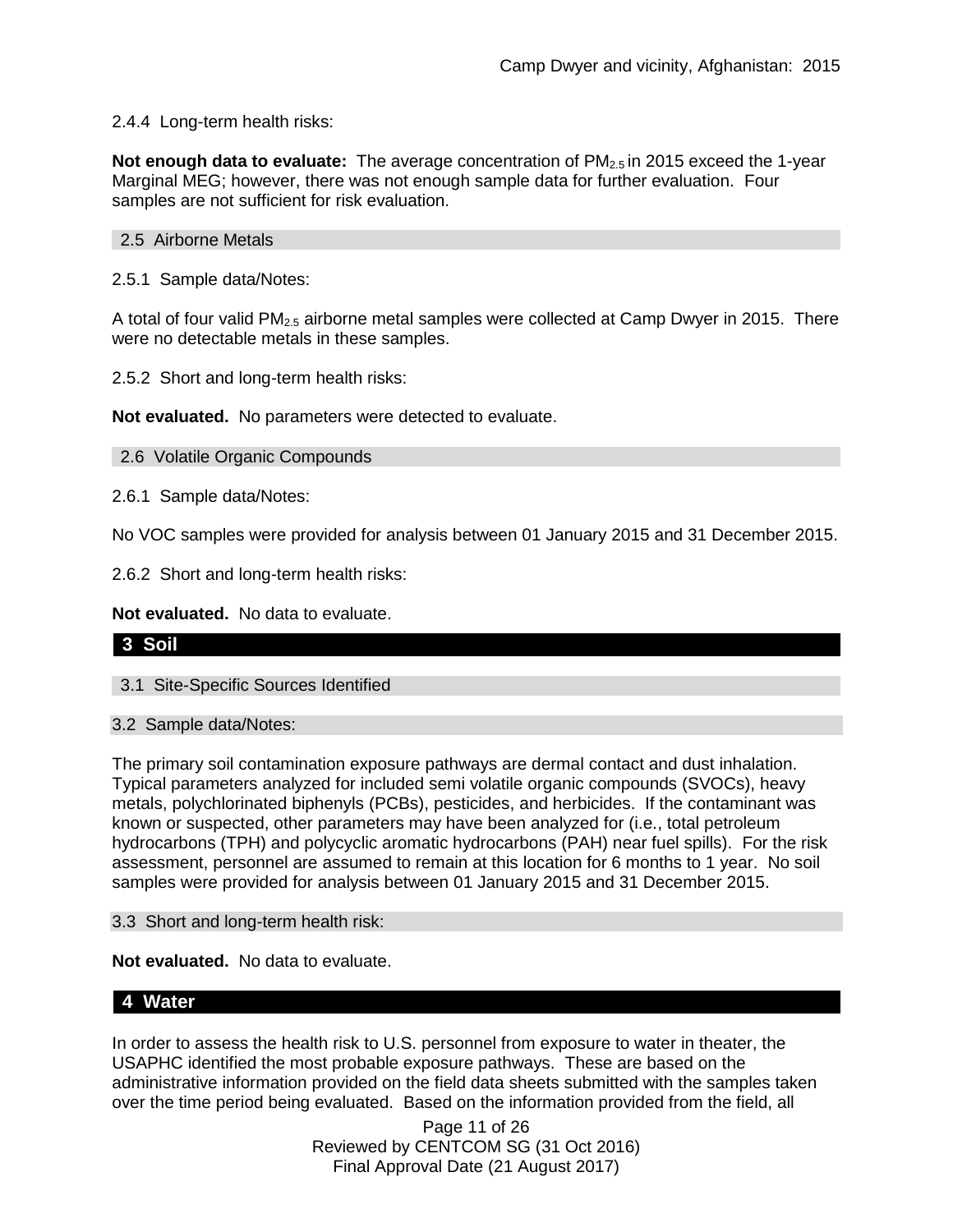2.4.4 Long-term health risks:

**Not enough data to evaluate:** The average concentration of $PM_{2.5}$ in 2015 exceed the 1-year Marginal MEG; however, there was not enough sample data for further evaluation. Four samples are not sufficient for risk evaluation.

### 2.5 Airborne Metals

2.5.1 Sample data/Notes:

A total of four valid $PM_{2.5}$ airborne metal samples were collected at Camp Dwyer in 2015. There were no detectable metals in these samples.

2.5.2 Short and long-term health risks:

**Not evaluated.** No parameters were detected to evaluate.

### 2.6 Volatile Organic Compounds

2.6.1 Sample data/Notes:

No VOC samples were provided for analysis between 01 January 2015 and 31 December 2015.

2.6.2 Short and long-term health risks:

**Not evaluated.** No data to evaluate.

## 3 Soil

### 3.1 Site-Specific Sources Identified

### 3.2 Sample data/Notes:

The primary soil contamination exposure pathways are dermal contact and dust inhalation. Typical parameters analyzed for included semi volatile organic compounds (SVOCs), heavy metals, polychlorinated biphenyls (PCBs), pesticides, and herbicides. If the contaminant was known or suspected, other parameters may have been analyzed for (i.e., total petroleum hydrocarbons (TPH) and polycyclic aromatic hydrocarbons (PAH) near fuel spills). For the risk assessment, personnel are assumed to remain at this location for 6 months to 1 year. No soil samples were provided for analysis between 01 January 2015 and 31 December 2015.

### 3.3 Short and long-term health risk:

**Not evaluated.** No data to evaluate.

## 4 Water

In order to assess the health risk to U.S. personnel from exposure to water in theater, the USAPHC identified the most probable exposure pathways. These are based on the administrative information provided on the field data sheets submitted with the samples taken over the time period being evaluated. Based on the information provided from the field, all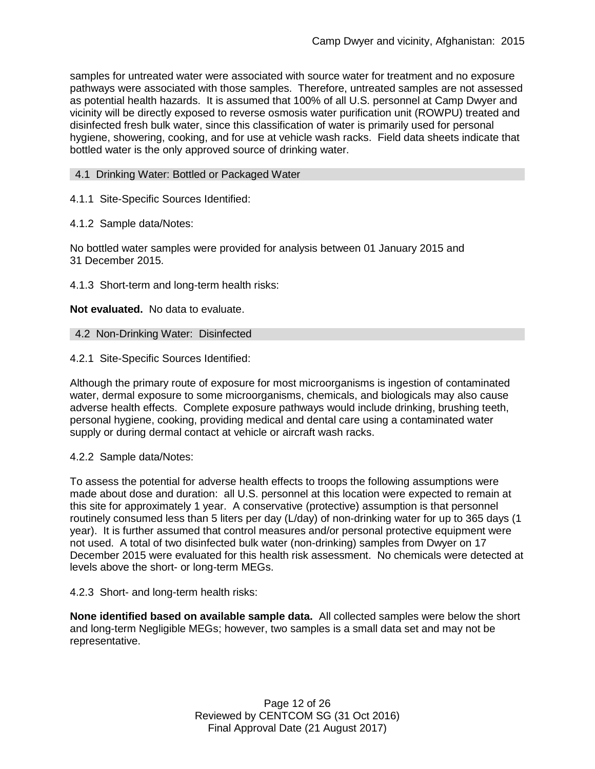samples for untreated water were associated with source water for treatment and no exposure pathways were associated with those samples. Therefore, untreated samples are not assessed as potential health hazards. It is assumed that 100% of all U.S. personnel at Camp Dwyer and vicinity will be directly exposed to reverse osmosis water purification unit (ROWPU) treated and disinfected fresh bulk water, since this classification of water is primarily used for personal hygiene, showering, cooking, and for use at vehicle wash racks. Field data sheets indicate that bottled water is the only approved source of drinking water.

## 4.1 Drinking Water: Bottled or Packaged Water

4.1.1 Site-Specific Sources Identified:

4.1.2 Sample data/Notes:

No bottled water samples were provided for analysis between 01 January 2015 and 31 December 2015.

4.1.3 Short-term and long-term health risks:

**Not evaluated.** No data to evaluate.

## 4.2 Non-Drinking Water: Disinfected

4.2.1 Site-Specific Sources Identified:

Although the primary route of exposure for most microorganisms is ingestion of contaminated water, dermal exposure to some microorganisms, chemicals, and biologicals may also cause adverse health effects. Complete exposure pathways would include drinking, brushing teeth, personal hygiene, cooking, providing medical and dental care using a contaminated water supply or during dermal contact at vehicle or aircraft wash racks.

4.2.2 Sample data/Notes:

To assess the potential for adverse health effects to troops the following assumptions were made about dose and duration: all U.S. personnel at this location were expected to remain at this site for approximately 1 year. A conservative (protective) assumption is that personnel routinely consumed less than 5 liters per day (L/day) of non-drinking water for up to 365 days (1 year). It is further assumed that control measures and/or personal protective equipment were not used. A total of two disinfected bulk water (non-drinking) samples from Dwyer on 17 December 2015 were evaluated for this health risk assessment. No chemicals were detected at levels above the short- or long-term MEGs.

4.2.3 Short- and long-term health risks:

**None identified based on available sample data.** All collected samples were below the short and long-term Negligible MEGs; however, two samples is a small data set and may not be representative.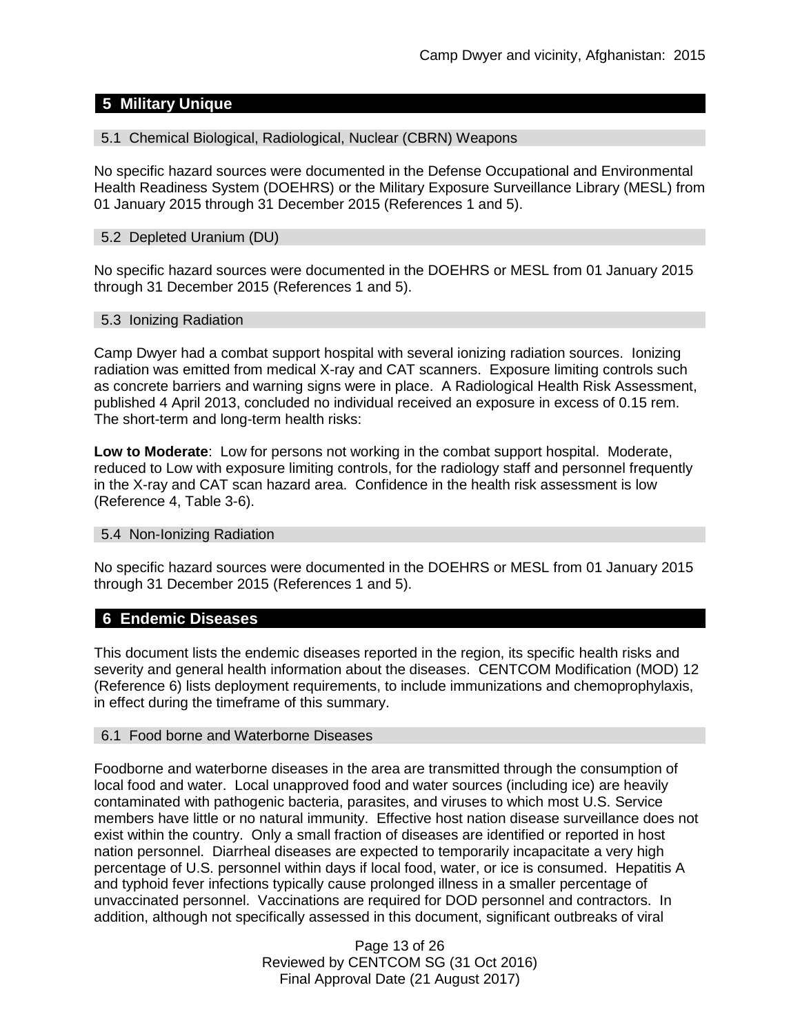## 5 Military Unique

### 5.1 Chemical Biological, Radiological, Nuclear (CBRN) Weapons

No specific hazard sources were documented in the Defense Occupational and Environmental Health Readiness System (DOEHRS) or the Military Exposure Surveillance Library (MESL) from 01 January 2015 through 31 December 2015 (References 1 and 5).

### 5.2 Depleted Uranium (DU)

No specific hazard sources were documented in the DOEHRS or MESL from 01 January 2015 through 31 December 2015 (References 1 and 5).

### 5.3 Ionizing Radiation

Camp Dwyer had a combat support hospital with several ionizing radiation sources. Ionizing radiation was emitted from medical X-ray and CAT scanners. Exposure limiting controls such as concrete barriers and warning signs were in place. A Radiological Health Risk Assessment, published 4 April 2013, concluded no individual received an exposure in excess of 0.15 rem. The short-term and long-term health risks:

**Low to Moderate**: Low for persons not working in the combat support hospital. Moderate, reduced to Low with exposure limiting controls, for the radiology staff and personnel frequently in the X-ray and CAT scan hazard area. Confidence in the health risk assessment is low (Reference 4, Table 3-6).

### 5.4 Non-Ionizing Radiation

No specific hazard sources were documented in the DOEHRS or MESL from 01 January 2015 through 31 December 2015 (References 1 and 5).

## 6 Endemic Diseases

This document lists the endemic diseases reported in the region, its specific health risks and severity and general health information about the diseases. CENTCOM Modification (MOD) 12 (Reference 6) lists deployment requirements, to include immunizations and chemoprophylaxis, in effect during the timeframe of this summary.

### 6.1 Food borne and Waterborne Diseases

Foodborne and waterborne diseases in the area are transmitted through the consumption of local food and water. Local unapproved food and water sources (including ice) are heavily contaminated with pathogenic bacteria, parasites, and viruses to which most U.S. Service members have little or no natural immunity. Effective host nation disease surveillance does not exist within the country. Only a small fraction of diseases are identified or reported in host nation personnel. Diarrheal diseases are expected to temporarily incapacitate a very high percentage of U.S. personnel within days if local food, water, or ice is consumed. Hepatitis A and typhoid fever infections typically cause prolonged illness in a smaller percentage of unvaccinated personnel. Vaccinations are required for DOD personnel and contractors. In addition, although not specifically assessed in this document, significant outbreaks of viral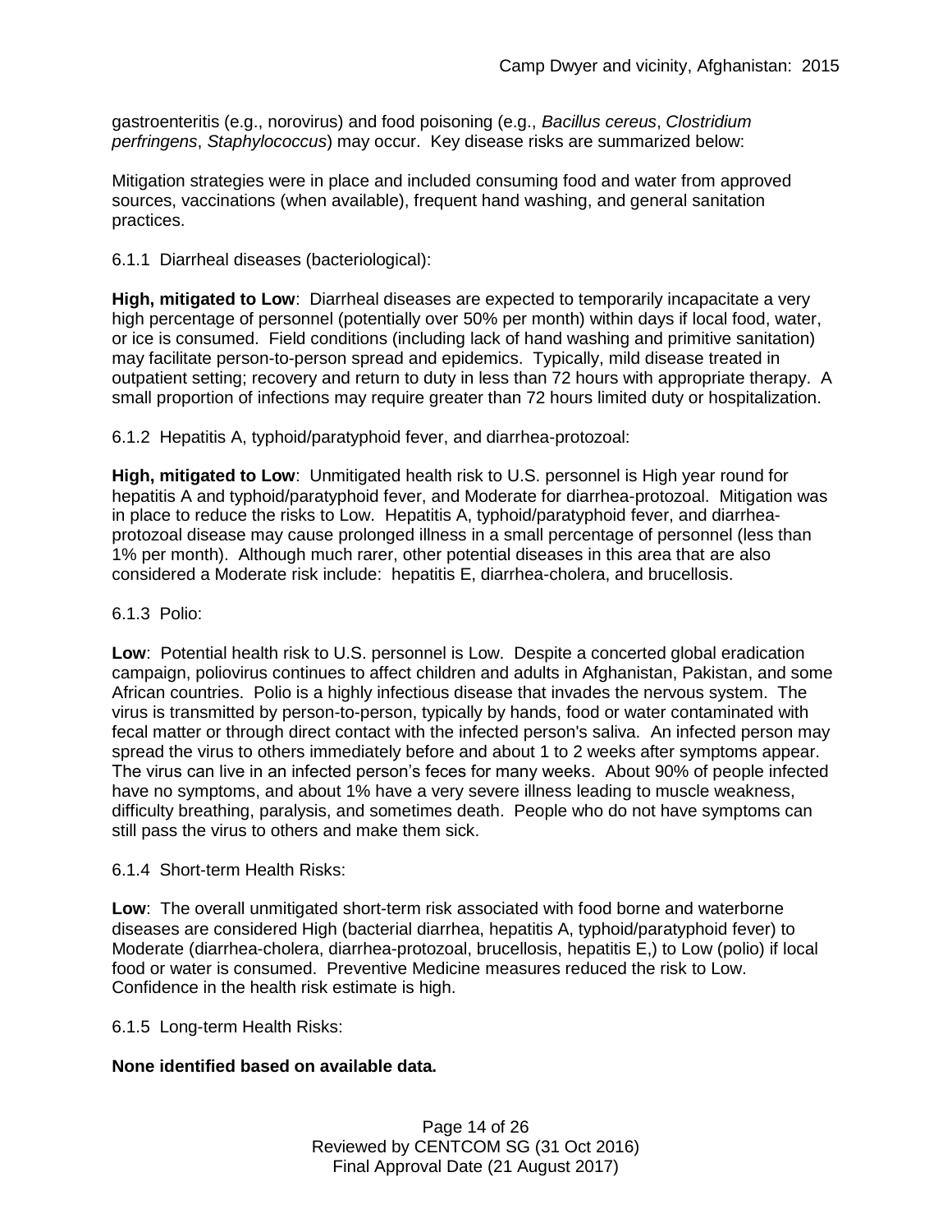gastroenteritis (e.g., norovirus) and food poisoning (e.g., *Bacillus cereus*, *Clostridium perfringens*, *Staphylococcus*) may occur. Key disease risks are summarized below:

Mitigation strategies were in place and included consuming food and water from approved sources, vaccinations (when available), frequent hand washing, and general sanitation practices.

6.1.1 Diarrheal diseases (bacteriological):

**High, mitigated to Low**: Diarrheal diseases are expected to temporarily incapacitate a very high percentage of personnel (potentially over 50% per month) within days if local food, water, or ice is consumed. Field conditions (including lack of hand washing and primitive sanitation) may facilitate person-to-person spread and epidemics. Typically, mild disease treated in outpatient setting; recovery and return to duty in less than 72 hours with appropriate therapy. A small proportion of infections may require greater than 72 hours limited duty or hospitalization.

6.1.2 Hepatitis A, typhoid/paratyphoid fever, and diarrhea-protozoal:

**High, mitigated to Low**: Unmitigated health risk to U.S. personnel is High year round for hepatitis A and typhoid/paratyphoid fever, and Moderate for diarrhea-protozoal. Mitigation was in place to reduce the risks to Low. Hepatitis A, typhoid/paratyphoid fever, and diarrhea-protozoal disease may cause prolonged illness in a small percentage of personnel (less than 1% per month). Although much rarer, other potential diseases in this area that are also considered a Moderate risk include: hepatitis E, diarrhea-cholera, and brucellosis.

6.1.3 Polio:

**Low**: Potential health risk to U.S. personnel is Low. Despite a concerted global eradication campaign, poliovirus continues to affect children and adults in Afghanistan, Pakistan, and some African countries. Polio is a highly infectious disease that invades the nervous system. The virus is transmitted by person-to-person, typically by hands, food or water contaminated with fecal matter or through direct contact with the infected person's saliva. An infected person may spread the virus to others immediately before and about 1 to 2 weeks after symptoms appear. The virus can live in an infected person's feces for many weeks. About 90% of people infected have no symptoms, and about 1% have a very severe illness leading to muscle weakness, difficulty breathing, paralysis, and sometimes death. People who do not have symptoms can still pass the virus to others and make them sick.

6.1.4 Short-term Health Risks:

**Low**: The overall unmitigated short-term risk associated with food borne and waterborne diseases are considered High (bacterial diarrhea, hepatitis A, typhoid/paratyphoid fever) to Moderate (diarrhea-cholera, diarrhea-protozoal, brucellosis, hepatitis E,) to Low (polio) if local food or water is consumed. Preventive Medicine measures reduced the risk to Low. Confidence in the health risk estimate is high.

6.1.5 Long-term Health Risks:

**None identified based on available data.**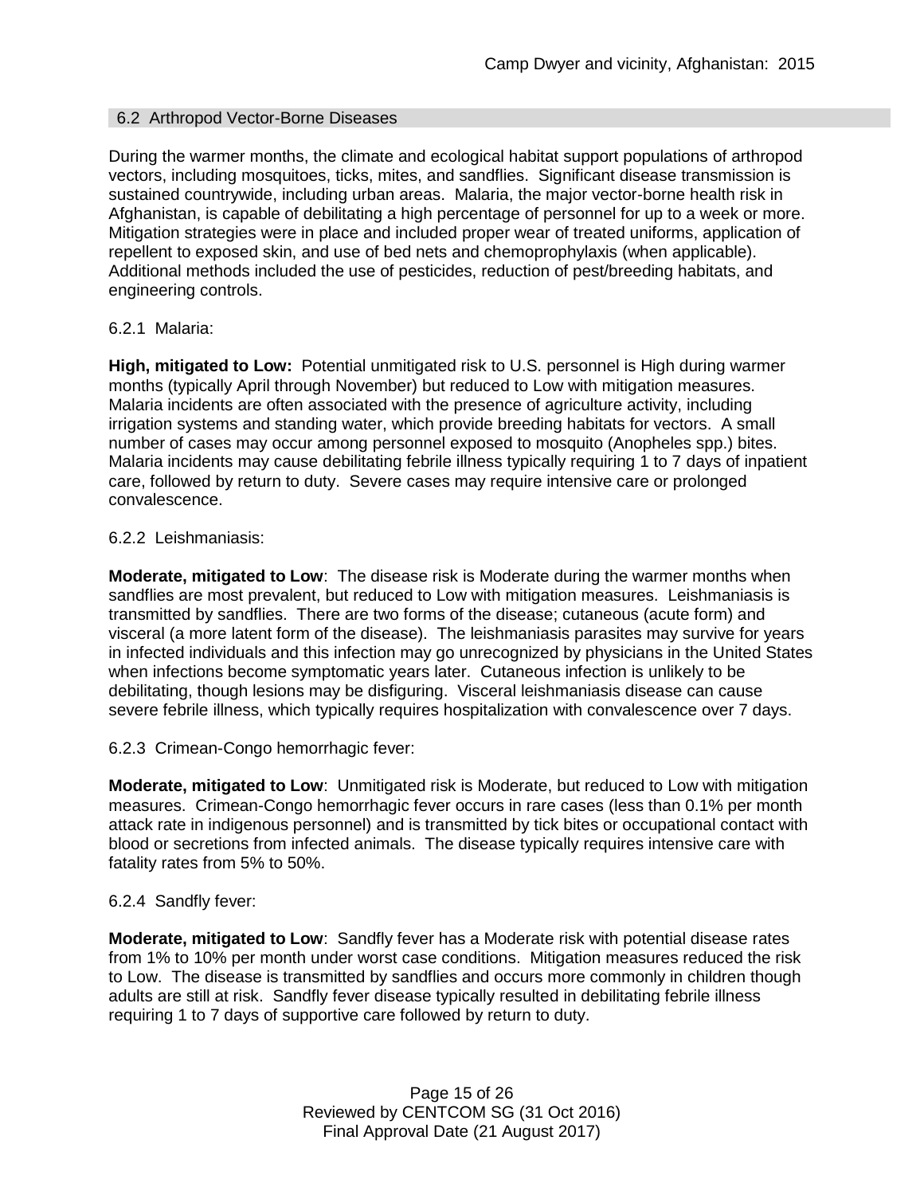### 6.2 Arthropod Vector-Borne Diseases

During the warmer months, the climate and ecological habitat support populations of arthropod vectors, including mosquitoes, ticks, mites, and sandflies. Significant disease transmission is sustained countrywide, including urban areas. Malaria, the major vector-borne health risk in Afghanistan, is capable of debilitating a high percentage of personnel for up to a week or more. Mitigation strategies were in place and included proper wear of treated uniforms, application of repellent to exposed skin, and use of bed nets and chemoprophylaxis (when applicable). Additional methods included the use of pesticides, reduction of pest/breeding habitats, and engineering controls.

#### 6.2.1 Malaria:

**High, mitigated to Low:** Potential unmitigated risk to U.S. personnel is High during warmer months (typically April through November) but reduced to Low with mitigation measures. Malaria incidents are often associated with the presence of agriculture activity, including irrigation systems and standing water, which provide breeding habitats for vectors. A small number of cases may occur among personnel exposed to mosquito (Anopheles spp.) bites. Malaria incidents may cause debilitating febrile illness typically requiring 1 to 7 days of inpatient care, followed by return to duty. Severe cases may require intensive care or prolonged convalescence.

#### 6.2.2 Leishmaniasis:

**Moderate, mitigated to Low**: The disease risk is Moderate during the warmer months when sandflies are most prevalent, but reduced to Low with mitigation measures. Leishmaniasis is transmitted by sandflies. There are two forms of the disease; cutaneous (acute form) and visceral (a more latent form of the disease). The leishmaniasis parasites may survive for years in infected individuals and this infection may go unrecognized by physicians in the United States when infections become symptomatic years later. Cutaneous infection is unlikely to be debilitating, though lesions may be disfiguring. Visceral leishmaniasis disease can cause severe febrile illness, which typically requires hospitalization with convalescence over 7 days.

#### 6.2.3 Crimean-Congo hemorrhagic fever:

**Moderate, mitigated to Low**: Unmitigated risk is Moderate, but reduced to Low with mitigation measures. Crimean-Congo hemorrhagic fever occurs in rare cases (less than 0.1% per month attack rate in indigenous personnel) and is transmitted by tick bites or occupational contact with blood or secretions from infected animals. The disease typically requires intensive care with fatality rates from 5% to 50%.

#### 6.2.4 Sandfly fever:

**Moderate, mitigated to Low**: Sandfly fever has a Moderate risk with potential disease rates from 1% to 10% per month under worst case conditions. Mitigation measures reduced the risk to Low. The disease is transmitted by sandflies and occurs more commonly in children though adults are still at risk. Sandfly fever disease typically resulted in debilitating febrile illness requiring 1 to 7 days of supportive care followed by return to duty.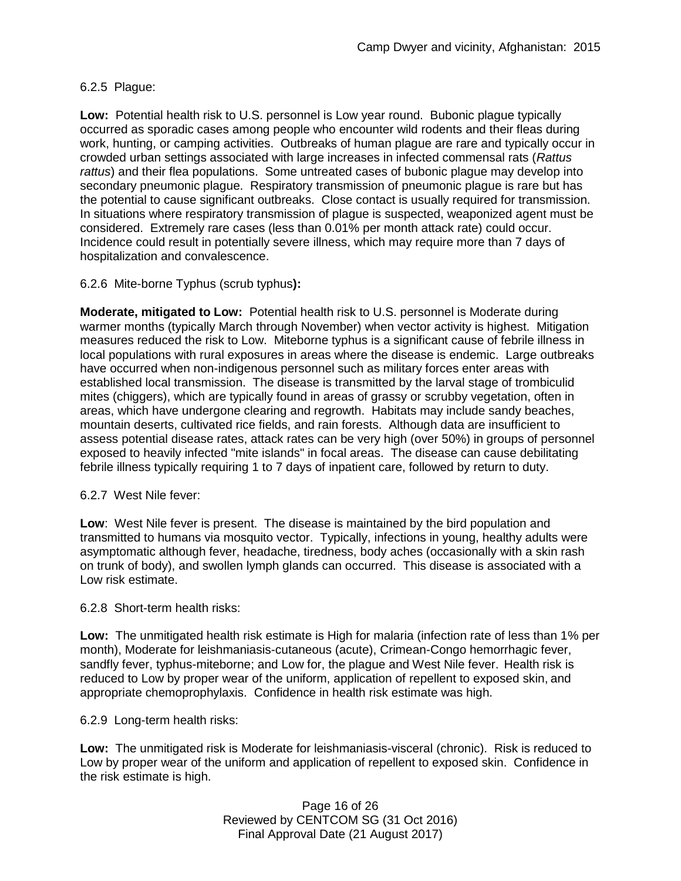6.2.5 Plague:

**Low:** Potential health risk to U.S. personnel is Low year round. Bubonic plague typically occurred as sporadic cases among people who encounter wild rodents and their fleas during work, hunting, or camping activities. Outbreaks of human plague are rare and typically occur in crowded urban settings associated with large increases in infected commensal rats (*Rattus rattus*) and their flea populations. Some untreated cases of bubonic plague may develop into secondary pneumonic plague. Respiratory transmission of pneumonic plague is rare but has the potential to cause significant outbreaks. Close contact is usually required for transmission. In situations where respiratory transmission of plague is suspected, weaponized agent must be considered. Extremely rare cases (less than 0.01% per month attack rate) could occur. Incidence could result in potentially severe illness, which may require more than 7 days of hospitalization and convalescence.

6.2.6 Mite-borne Typhus (scrub typhus**):**

**Moderate, mitigated to Low:** Potential health risk to U.S. personnel is Moderate during warmer months (typically March through November) when vector activity is highest. Mitigation measures reduced the risk to Low. Miteborne typhus is a significant cause of febrile illness in local populations with rural exposures in areas where the disease is endemic. Large outbreaks have occurred when non-indigenous personnel such as military forces enter areas with established local transmission. The disease is transmitted by the larval stage of trombiculid mites (chiggers), which are typically found in areas of grassy or scrubby vegetation, often in areas, which have undergone clearing and regrowth. Habitats may include sandy beaches, mountain deserts, cultivated rice fields, and rain forests. Although data are insufficient to assess potential disease rates, attack rates can be very high (over 50%) in groups of personnel exposed to heavily infected "mite islands" in focal areas. The disease can cause debilitating febrile illness typically requiring 1 to 7 days of inpatient care, followed by return to duty.

6.2.7 West Nile fever:

**Low**: West Nile fever is present. The disease is maintained by the bird population and transmitted to humans via mosquito vector. Typically, infections in young, healthy adults were asymptomatic although fever, headache, tiredness, body aches (occasionally with a skin rash on trunk of body), and swollen lymph glands can occurred. This disease is associated with a Low risk estimate.

6.2.8 Short-term health risks:

**Low:** The unmitigated health risk estimate is High for malaria (infection rate of less than 1% per month), Moderate for leishmaniasis-cutaneous (acute), Crimean-Congo hemorrhagic fever, sandfly fever, typhus-miteborne; and Low for, the plague and West Nile fever. Health risk is reduced to Low by proper wear of the uniform, application of repellent to exposed skin, and appropriate chemoprophylaxis. Confidence in health risk estimate was high.

6.2.9 Long-term health risks:

**Low:** The unmitigated risk is Moderate for leishmaniasis-visceral (chronic). Risk is reduced to Low by proper wear of the uniform and application of repellent to exposed skin. Confidence in the risk estimate is high.

Reviewed by CENTCOM SG (31 Oct 2016)
Final Approval Date (21 August 2017)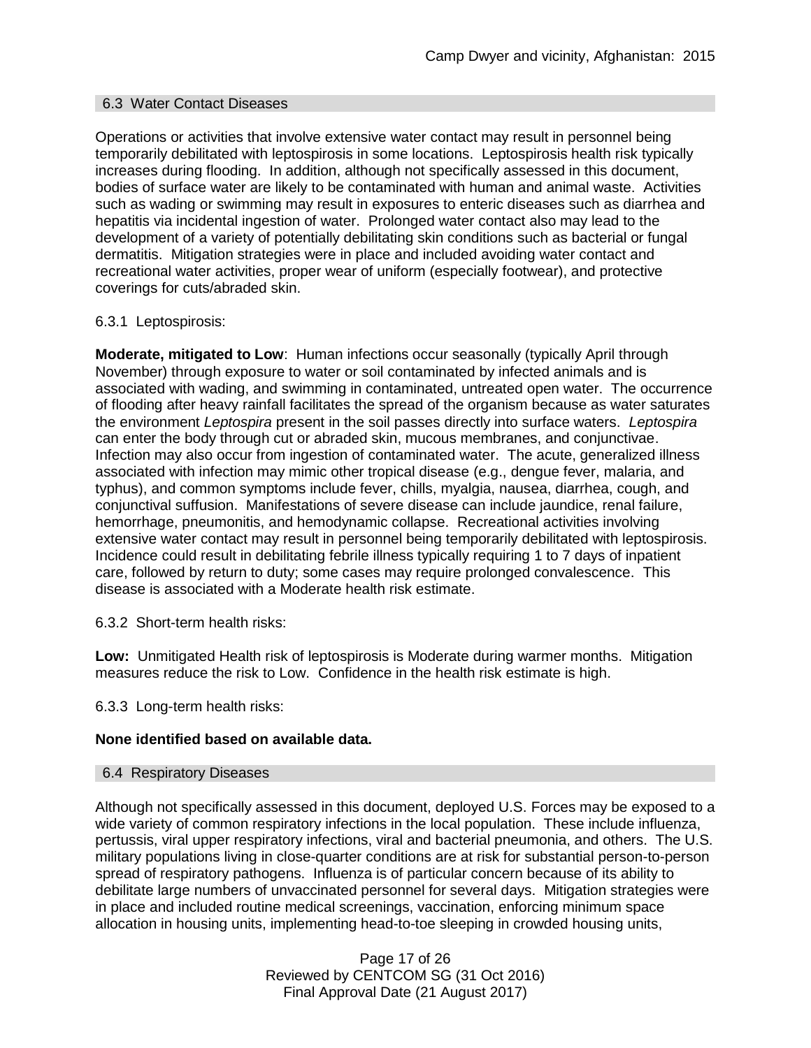## 6.3 Water Contact Diseases

Operations or activities that involve extensive water contact may result in personnel being temporarily debilitated with leptospirosis in some locations. Leptospirosis health risk typically increases during flooding. In addition, although not specifically assessed in this document, bodies of surface water are likely to be contaminated with human and animal waste. Activities such as wading or swimming may result in exposures to enteric diseases such as diarrhea and hepatitis via incidental ingestion of water. Prolonged water contact also may lead to the development of a variety of potentially debilitating skin conditions such as bacterial or fungal dermatitis. Mitigation strategies were in place and included avoiding water contact and recreational water activities, proper wear of uniform (especially footwear), and protective coverings for cuts/abraded skin.

### 6.3.1 Leptospirosis:

**Moderate, mitigated to Low**: Human infections occur seasonally (typically April through November) through exposure to water or soil contaminated by infected animals and is associated with wading, and swimming in contaminated, untreated open water. The occurrence of flooding after heavy rainfall facilitates the spread of the organism because as water saturates the environment *Leptospira* present in the soil passes directly into surface waters. *Leptospira* can enter the body through cut or abraded skin, mucous membranes, and conjunctivae. Infection may also occur from ingestion of contaminated water. The acute, generalized illness associated with infection may mimic other tropical disease (e.g., dengue fever, malaria, and typhus), and common symptoms include fever, chills, myalgia, nausea, diarrhea, cough, and conjunctival suffusion. Manifestations of severe disease can include jaundice, renal failure, hemorrhage, pneumonitis, and hemodynamic collapse. Recreational activities involving extensive water contact may result in personnel being temporarily debilitated with leptospirosis. Incidence could result in debilitating febrile illness typically requiring 1 to 7 days of inpatient care, followed by return to duty; some cases may require prolonged convalescence. This disease is associated with a Moderate health risk estimate.

### 6.3.2 Short-term health risks:

**Low:** Unmitigated Health risk of leptospirosis is Moderate during warmer months. Mitigation measures reduce the risk to Low. Confidence in the health risk estimate is high.

### 6.3.3 Long-term health risks:

**None identified based on available data.**

## 6.4 Respiratory Diseases

Although not specifically assessed in this document, deployed U.S. Forces may be exposed to a wide variety of common respiratory infections in the local population. These include influenza, pertussis, viral upper respiratory infections, viral and bacterial pneumonia, and others. The U.S. military populations living in close-quarter conditions are at risk for substantial person-to-person spread of respiratory pathogens. Influenza is of particular concern because of its ability to debilitate large numbers of unvaccinated personnel for several days. Mitigation strategies were in place and included routine medical screenings, vaccination, enforcing minimum space allocation in housing units, implementing head-to-toe sleeping in crowded housing units,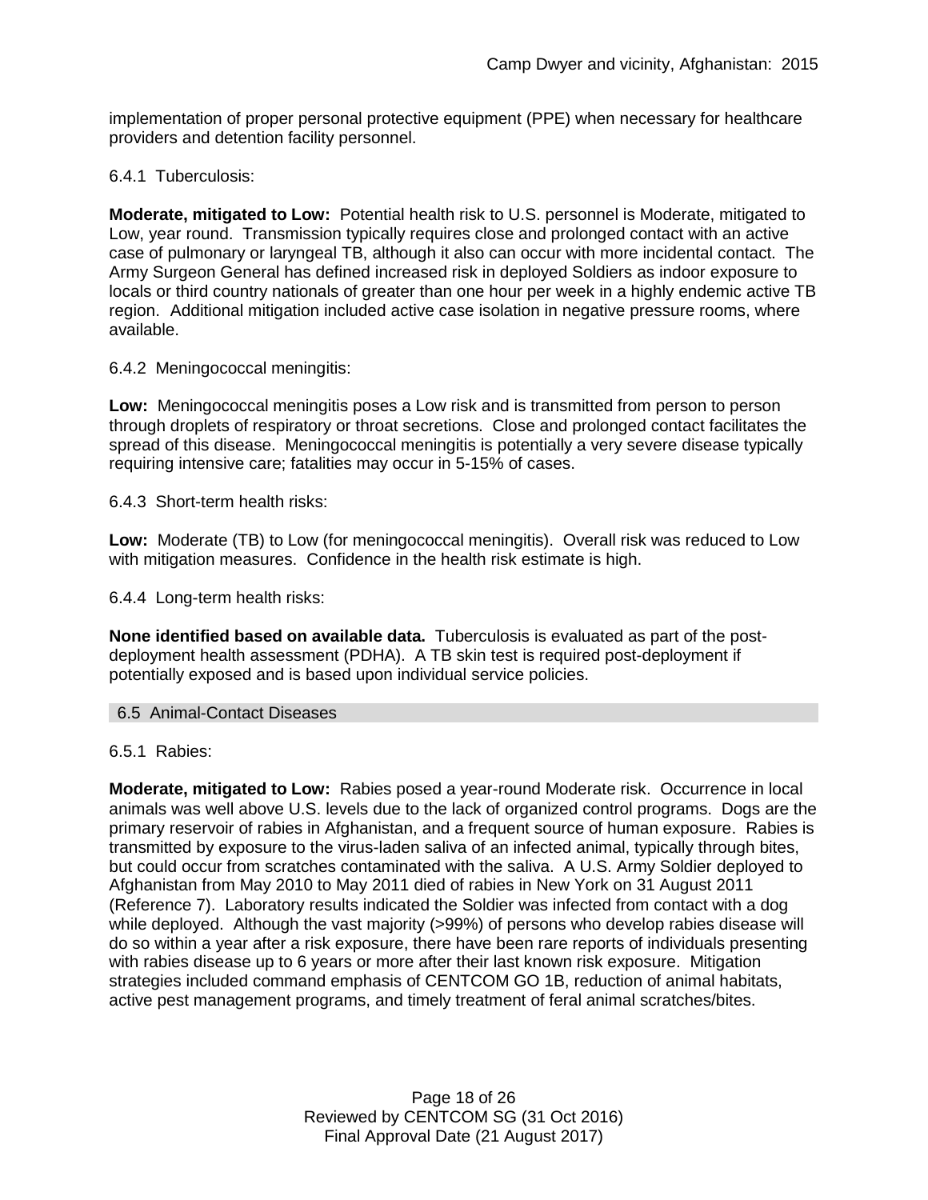implementation of proper personal protective equipment (PPE) when necessary for healthcare providers and detention facility personnel.

6.4.1 Tuberculosis:

**Moderate, mitigated to Low:** Potential health risk to U.S. personnel is Moderate, mitigated to Low, year round. Transmission typically requires close and prolonged contact with an active case of pulmonary or laryngeal TB, although it also can occur with more incidental contact. The Army Surgeon General has defined increased risk in deployed Soldiers as indoor exposure to locals or third country nationals of greater than one hour per week in a highly endemic active TB region. Additional mitigation included active case isolation in negative pressure rooms, where available.

6.4.2 Meningococcal meningitis:

**Low:** Meningococcal meningitis poses a Low risk and is transmitted from person to person through droplets of respiratory or throat secretions. Close and prolonged contact facilitates the spread of this disease. Meningococcal meningitis is potentially a very severe disease typically requiring intensive care; fatalities may occur in 5-15% of cases.

6.4.3 Short-term health risks:

**Low:** Moderate (TB) to Low (for meningococcal meningitis). Overall risk was reduced to Low with mitigation measures. Confidence in the health risk estimate is high.

6.4.4 Long-term health risks:

**None identified based on available data.** Tuberculosis is evaluated as part of the post-deployment health assessment (PDHA). A TB skin test is required post-deployment if potentially exposed and is based upon individual service policies.

## 6.5 Animal-Contact Diseases

6.5.1 Rabies:

**Moderate, mitigated to Low:** Rabies posed a year-round Moderate risk. Occurrence in local animals was well above U.S. levels due to the lack of organized control programs. Dogs are the primary reservoir of rabies in Afghanistan, and a frequent source of human exposure. Rabies is transmitted by exposure to the virus-laden saliva of an infected animal, typically through bites, but could occur from scratches contaminated with the saliva. A U.S. Army Soldier deployed to Afghanistan from May 2010 to May 2011 died of rabies in New York on 31 August 2011 (Reference 7). Laboratory results indicated the Soldier was infected from contact with a dog while deployed. Although the vast majority (>99%) of persons who develop rabies disease will do so within a year after a risk exposure, there have been rare reports of individuals presenting with rabies disease up to 6 years or more after their last known risk exposure. Mitigation strategies included command emphasis of CENTCOM GO 1B, reduction of animal habitats, active pest management programs, and timely treatment of feral animal scratches/bites.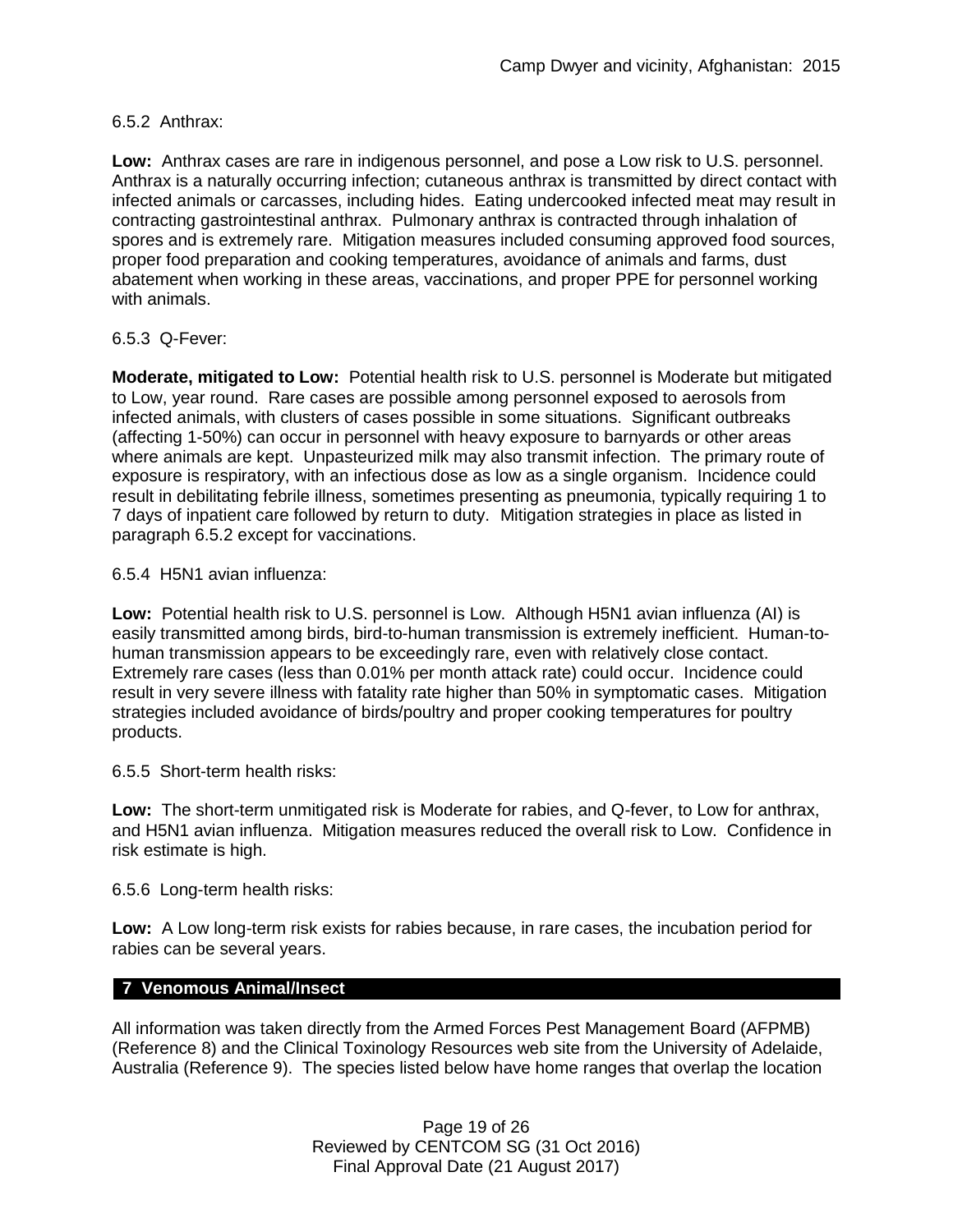6.5.2 Anthrax:

**Low:** Anthrax cases are rare in indigenous personnel, and pose a Low risk to U.S. personnel. Anthrax is a naturally occurring infection; cutaneous anthrax is transmitted by direct contact with infected animals or carcasses, including hides. Eating undercooked infected meat may result in contracting gastrointestinal anthrax. Pulmonary anthrax is contracted through inhalation of spores and is extremely rare. Mitigation measures included consuming approved food sources, proper food preparation and cooking temperatures, avoidance of animals and farms, dust abatement when working in these areas, vaccinations, and proper PPE for personnel working with animals.

6.5.3 Q-Fever:

**Moderate, mitigated to Low:** Potential health risk to U.S. personnel is Moderate but mitigated to Low, year round. Rare cases are possible among personnel exposed to aerosols from infected animals, with clusters of cases possible in some situations. Significant outbreaks (affecting 1-50%) can occur in personnel with heavy exposure to barnyards or other areas where animals are kept. Unpasteurized milk may also transmit infection. The primary route of exposure is respiratory, with an infectious dose as low as a single organism. Incidence could result in debilitating febrile illness, sometimes presenting as pneumonia, typically requiring 1 to 7 days of inpatient care followed by return to duty. Mitigation strategies in place as listed in paragraph 6.5.2 except for vaccinations.

6.5.4 H5N1 avian influenza:

**Low:** Potential health risk to U.S. personnel is Low. Although H5N1 avian influenza (AI) is easily transmitted among birds, bird-to-human transmission is extremely inefficient. Human-to-human transmission appears to be exceedingly rare, even with relatively close contact. Extremely rare cases (less than 0.01% per month attack rate) could occur. Incidence could result in very severe illness with fatality rate higher than 50% in symptomatic cases. Mitigation strategies included avoidance of birds/poultry and proper cooking temperatures for poultry products.

6.5.5 Short-term health risks:

**Low:** The short-term unmitigated risk is Moderate for rabies, and Q-fever, to Low for anthrax, and H5N1 avian influenza. Mitigation measures reduced the overall risk to Low. Confidence in risk estimate is high.

6.5.6 Long-term health risks:

**Low:** A Low long-term risk exists for rabies because, in rare cases, the incubation period for rabies can be several years.

## 7 Venomous Animal/Insect

All information was taken directly from the Armed Forces Pest Management Board (AFPMB) (Reference 8) and the Clinical Toxinology Resources web site from the University of Adelaide, Australia (Reference 9). The species listed below have home ranges that overlap the location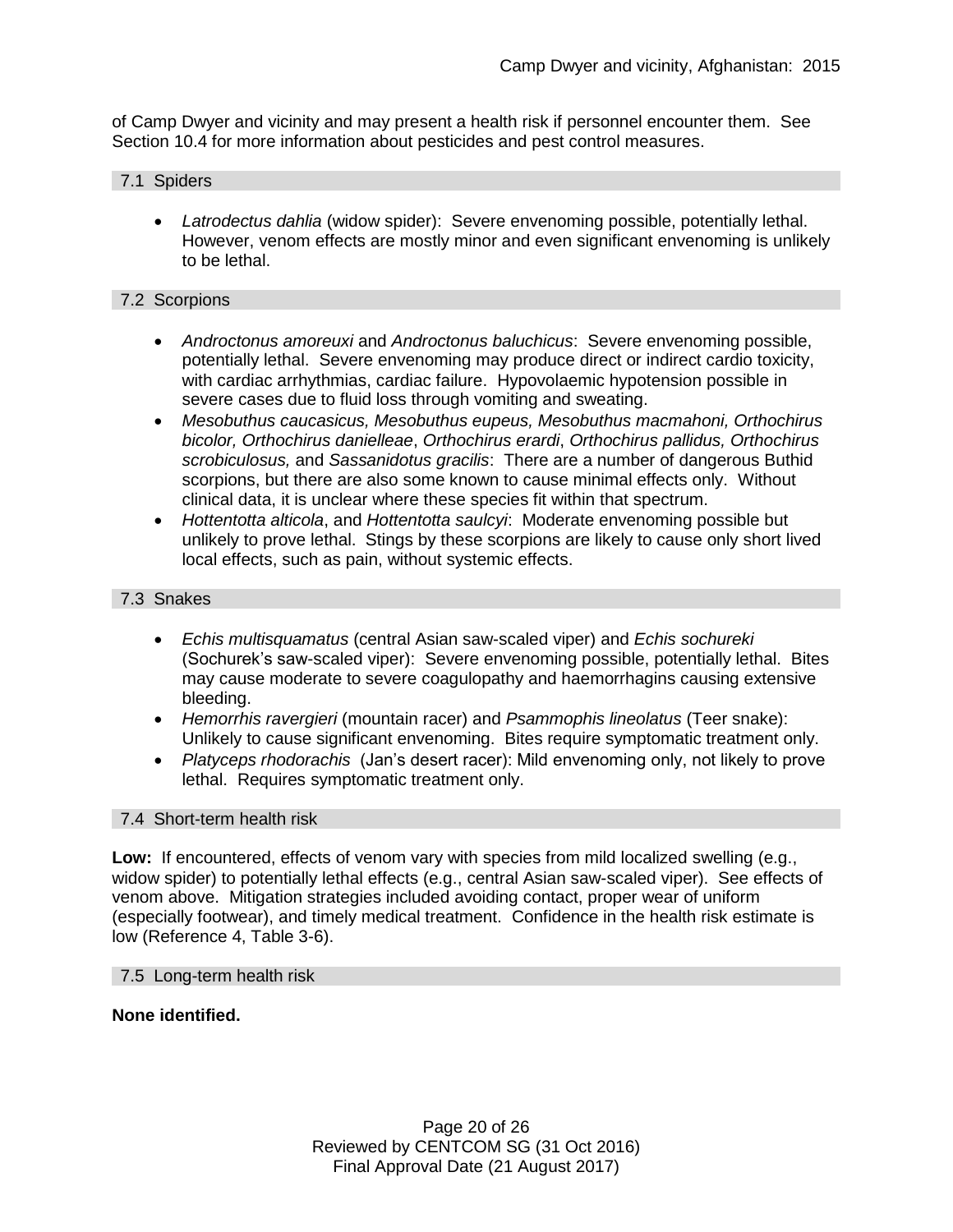of Camp Dwyer and vicinity and may present a health risk if personnel encounter them. See Section 10.4 for more information about pesticides and pest control measures.

### 7.1 Spiders

- *Latrodectus dahlia* (widow spider): Severe envenoming possible, potentially lethal. However, venom effects are mostly minor and even significant envenoming is unlikely to be lethal.

### 7.2 Scorpions

- *Androctonus amoreuxi* and *Androctonus baluchicus*: Severe envenoming possible, potentially lethal. Severe envenoming may produce direct or indirect cardio toxicity, with cardiac arrhythmias, cardiac failure. Hypovolaemic hypotension possible in severe cases due to fluid loss through vomiting and sweating.
- *Mesobuthus caucasicus, Mesobuthus eupeus, Mesobuthus macmahoni, Orthochirus bicolor, Orthochirus danielleae*, *Orthochirus erardi*, *Orthochirus pallidus, Orthochirus scrobiculosus,* and *Sassanidotus gracilis*: There are a number of dangerous Buthid scorpions, but there are also some known to cause minimal effects only. Without clinical data, it is unclear where these species fit within that spectrum.
- *Hottentotta alticola*, and *Hottentotta saulcyi*: Moderate envenoming possible but unlikely to prove lethal. Stings by these scorpions are likely to cause only short lived local effects, such as pain, without systemic effects.

### 7.3 Snakes

- *Echis multisquamatus* (central Asian saw-scaled viper) and *Echis sochureki* (Sochurek's saw-scaled viper): Severe envenoming possible, potentially lethal. Bites may cause moderate to severe coagulopathy and haemorrhagins causing extensive bleeding.
- *Hemorrhis ravergieri* (mountain racer) and *Psammophis lineolatus* (Teer snake): Unlikely to cause significant envenoming. Bites require symptomatic treatment only.
- *Platyceps rhodorachis* (Jan's desert racer): Mild envenoming only, not likely to prove lethal. Requires symptomatic treatment only.

### 7.4 Short-term health risk

**Low:** If encountered, effects of venom vary with species from mild localized swelling (e.g., widow spider) to potentially lethal effects (e.g., central Asian saw-scaled viper). See effects of venom above. Mitigation strategies included avoiding contact, proper wear of uniform (especially footwear), and timely medical treatment. Confidence in the health risk estimate is low (Reference 4, Table 3-6).

### 7.5 Long-term health risk

**None identified.**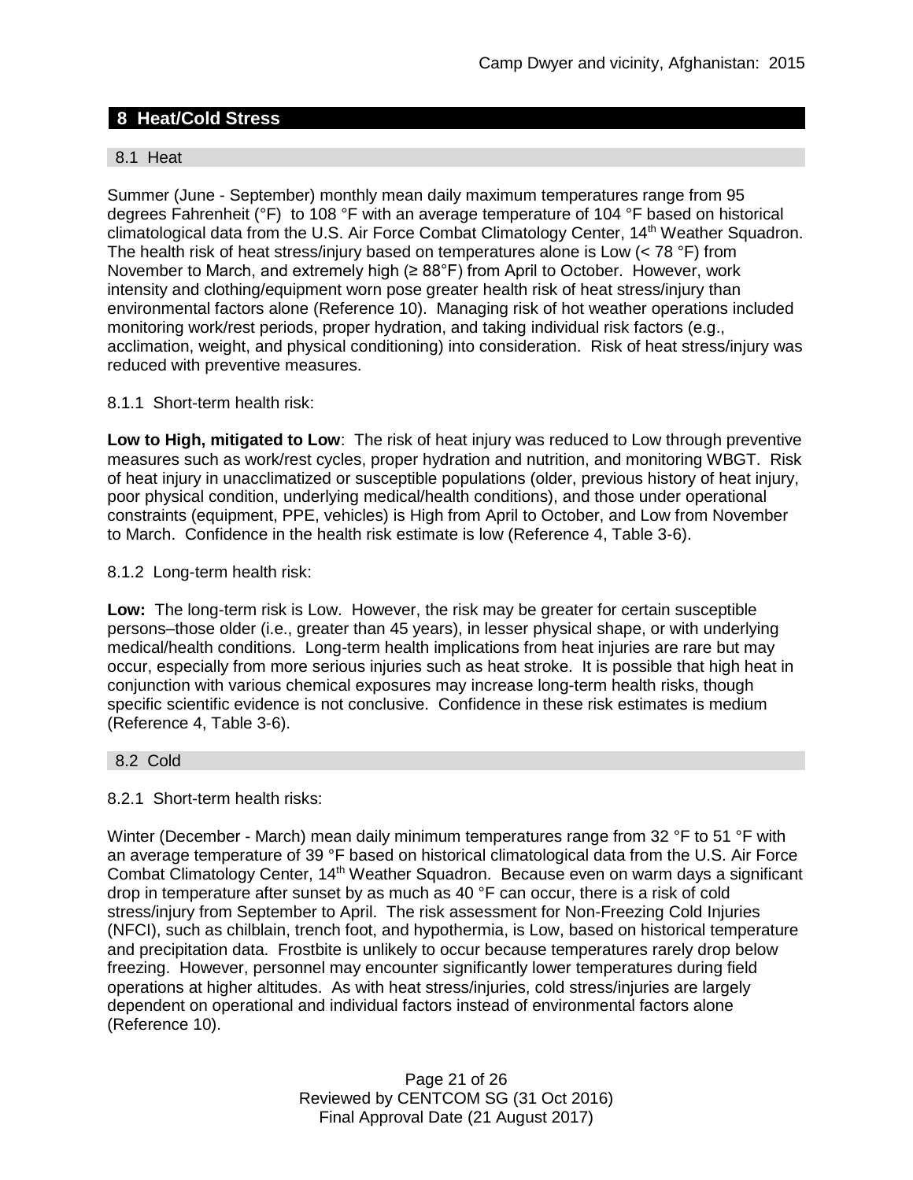## 8 Heat/Cold Stress

### 8.1 Heat

Summer (June - September) monthly mean daily maximum temperatures range from 95 degrees Fahrenheit (°F) to 108 °F with an average temperature of 104 °F based on historical climatological data from the U.S. Air Force Combat Climatology Center, 14th Weather Squadron. The health risk of heat stress/injury based on temperatures alone is Low (< 78 °F) from November to March, and extremely high (≥ 88°F) from April to October. However, work intensity and clothing/equipment worn pose greater health risk of heat stress/injury than environmental factors alone (Reference 10). Managing risk of hot weather operations included monitoring work/rest periods, proper hydration, and taking individual risk factors (e.g., acclimation, weight, and physical conditioning) into consideration. Risk of heat stress/injury was reduced with preventive measures.

8.1.1 Short-term health risk:

**Low to High, mitigated to Low**: The risk of heat injury was reduced to Low through preventive measures such as work/rest cycles, proper hydration and nutrition, and monitoring WBGT. Risk of heat injury in unacclimatized or susceptible populations (older, previous history of heat injury, poor physical condition, underlying medical/health conditions), and those under operational constraints (equipment, PPE, vehicles) is High from April to October, and Low from November to March. Confidence in the health risk estimate is low (Reference 4, Table 3-6).

8.1.2 Long-term health risk:

**Low:** The long-term risk is Low. However, the risk may be greater for certain susceptible persons–those older (i.e., greater than 45 years), in lesser physical shape, or with underlying medical/health conditions. Long-term health implications from heat injuries are rare but may occur, especially from more serious injuries such as heat stroke. It is possible that high heat in conjunction with various chemical exposures may increase long-term health risks, though specific scientific evidence is not conclusive. Confidence in these risk estimates is medium (Reference 4, Table 3-6).

### 8.2 Cold

8.2.1 Short-term health risks:

Winter (December - March) mean daily minimum temperatures range from 32 °F to 51 °F with an average temperature of 39 °F based on historical climatological data from the U.S. Air Force Combat Climatology Center, 14th Weather Squadron. Because even on warm days a significant drop in temperature after sunset by as much as 40 °F can occur, there is a risk of cold stress/injury from September to April. The risk assessment for Non-Freezing Cold Injuries (NFCI), such as chilblain, trench foot, and hypothermia, is Low, based on historical temperature and precipitation data. Frostbite is unlikely to occur because temperatures rarely drop below freezing. However, personnel may encounter significantly lower temperatures during field operations at higher altitudes. As with heat stress/injuries, cold stress/injuries are largely dependent on operational and individual factors instead of environmental factors alone (Reference 10).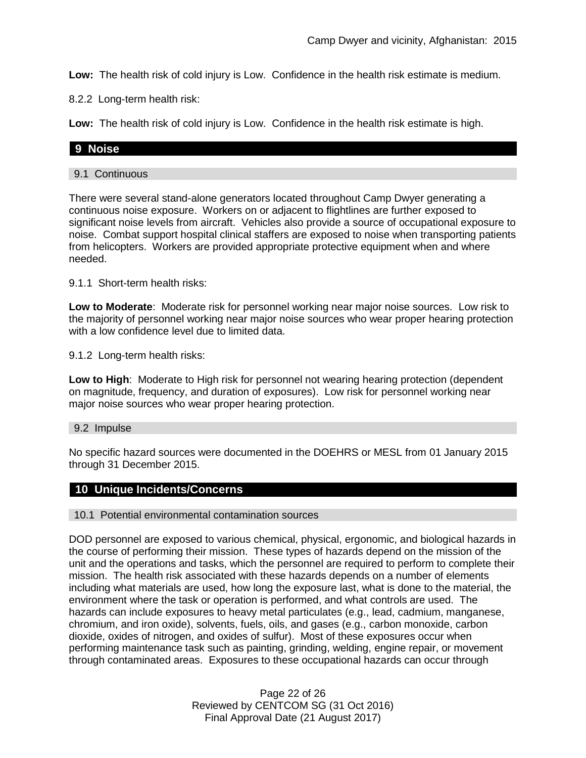**Low:** The health risk of cold injury is Low. Confidence in the health risk estimate is medium.

8.2.2 Long-term health risk:

**Low:** The health risk of cold injury is Low. Confidence in the health risk estimate is high.

## 9 Noise

### 9.1 Continuous

There were several stand-alone generators located throughout Camp Dwyer generating a continuous noise exposure. Workers on or adjacent to flightlines are further exposed to significant noise levels from aircraft. Vehicles also provide a source of occupational exposure to noise. Combat support hospital clinical staffers are exposed to noise when transporting patients from helicopters. Workers are provided appropriate protective equipment when and where needed.

9.1.1 Short-term health risks:

**Low to Moderate**: Moderate risk for personnel working near major noise sources. Low risk to the majority of personnel working near major noise sources who wear proper hearing protection with a low confidence level due to limited data.

9.1.2 Long-term health risks:

**Low to High**: Moderate to High risk for personnel not wearing hearing protection (dependent on magnitude, frequency, and duration of exposures). Low risk for personnel working near major noise sources who wear proper hearing protection.

### 9.2 Impulse

No specific hazard sources were documented in the DOEHRS or MESL from 01 January 2015 through 31 December 2015.

## 10 Unique Incidents/Concerns

### 10.1 Potential environmental contamination sources

DOD personnel are exposed to various chemical, physical, ergonomic, and biological hazards in the course of performing their mission. These types of hazards depend on the mission of the unit and the operations and tasks, which the personnel are required to perform to complete their mission. The health risk associated with these hazards depends on a number of elements including what materials are used, how long the exposure last, what is done to the material, the environment where the task or operation is performed, and what controls are used. The hazards can include exposures to heavy metal particulates (e.g., lead, cadmium, manganese, chromium, and iron oxide), solvents, fuels, oils, and gases (e.g., carbon monoxide, carbon dioxide, oxides of nitrogen, and oxides of sulfur). Most of these exposures occur when performing maintenance task such as painting, grinding, welding, engine repair, or movement through contaminated areas. Exposures to these occupational hazards can occur through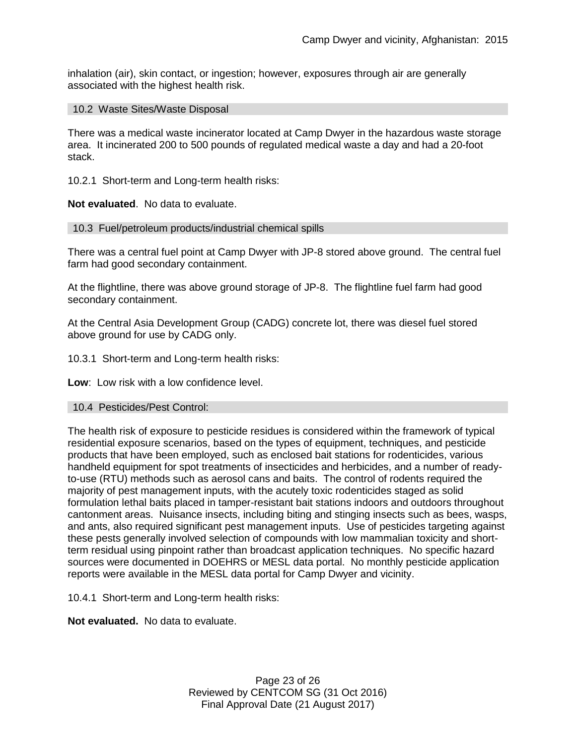inhalation (air), skin contact, or ingestion; however, exposures through air are generally associated with the highest health risk.

### 10.2 Waste Sites/Waste Disposal

There was a medical waste incinerator located at Camp Dwyer in the hazardous waste storage area. It incinerated 200 to 500 pounds of regulated medical waste a day and had a 20-foot stack.

10.2.1 Short-term and Long-term health risks:

**Not evaluated**. No data to evaluate.

### 10.3 Fuel/petroleum products/industrial chemical spills

There was a central fuel point at Camp Dwyer with JP-8 stored above ground. The central fuel farm had good secondary containment.

At the flightline, there was above ground storage of JP-8. The flightline fuel farm had good secondary containment.

At the Central Asia Development Group (CADG) concrete lot, there was diesel fuel stored above ground for use by CADG only.

10.3.1 Short-term and Long-term health risks:

**Low**: Low risk with a low confidence level.

### 10.4 Pesticides/Pest Control:

The health risk of exposure to pesticide residues is considered within the framework of typical residential exposure scenarios, based on the types of equipment, techniques, and pesticide products that have been employed, such as enclosed bait stations for rodenticides, various handheld equipment for spot treatments of insecticides and herbicides, and a number of ready-to-use (RTU) methods such as aerosol cans and baits. The control of rodents required the majority of pest management inputs, with the acutely toxic rodenticides staged as solid formulation lethal baits placed in tamper-resistant bait stations indoors and outdoors throughout cantonment areas. Nuisance insects, including biting and stinging insects such as bees, wasps, and ants, also required significant pest management inputs. Use of pesticides targeting against these pests generally involved selection of compounds with low mammalian toxicity and short-term residual using pinpoint rather than broadcast application techniques. No specific hazard sources were documented in DOEHRS or MESL data portal. No monthly pesticide application reports were available in the MESL data portal for Camp Dwyer and vicinity.

10.4.1 Short-term and Long-term health risks:

**Not evaluated.** No data to evaluate.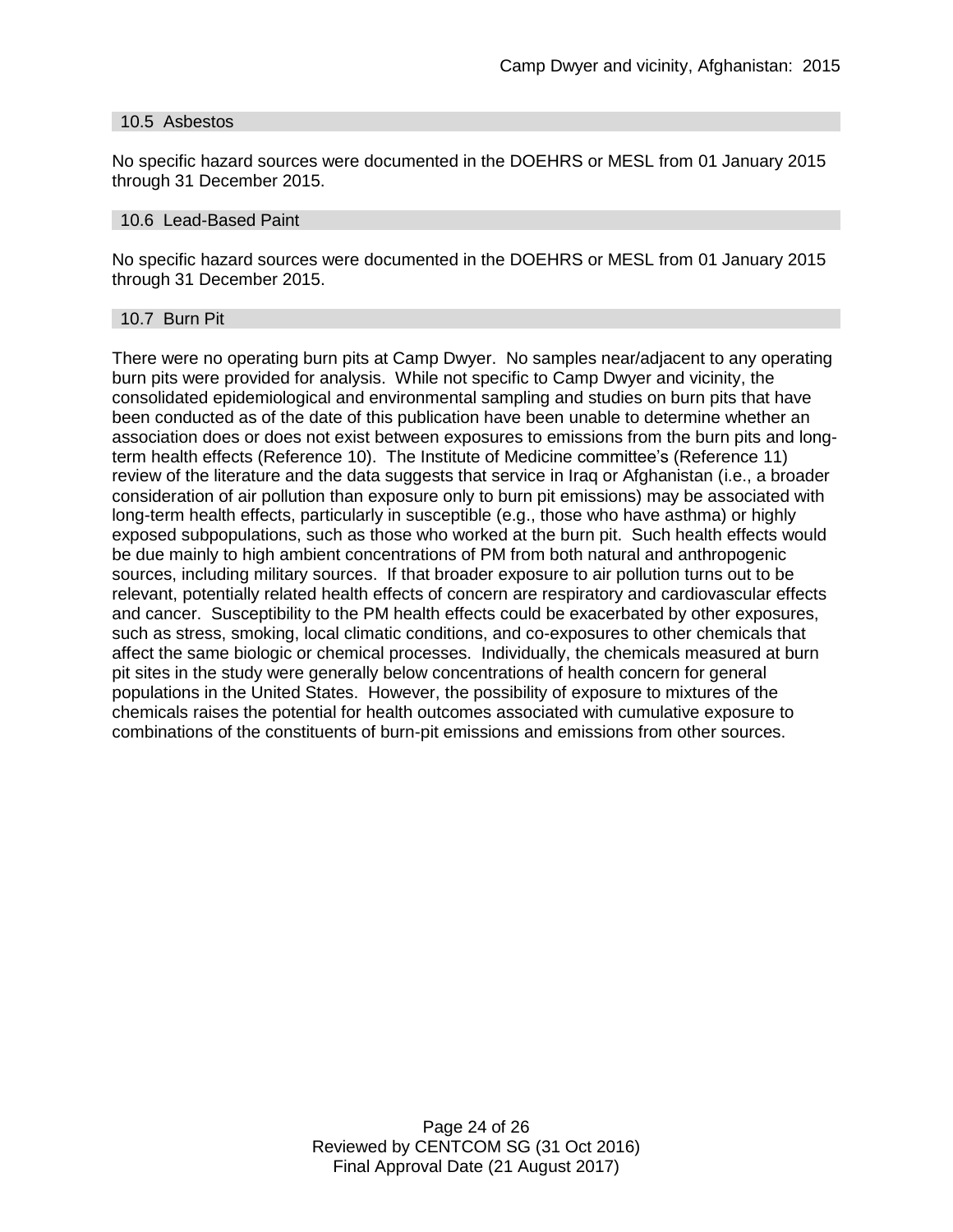### 10.5 Asbestos

No specific hazard sources were documented in the DOEHRS or MESL from 01 January 2015 through 31 December 2015.

### 10.6 Lead-Based Paint

No specific hazard sources were documented in the DOEHRS or MESL from 01 January 2015 through 31 December 2015.

### 10.7 Burn Pit

There were no operating burn pits at Camp Dwyer. No samples near/adjacent to any operating burn pits were provided for analysis. While not specific to Camp Dwyer and vicinity, the consolidated epidemiological and environmental sampling and studies on burn pits that have been conducted as of the date of this publication have been unable to determine whether an association does or does not exist between exposures to emissions from the burn pits and long-term health effects (Reference 10). The Institute of Medicine committee's (Reference 11) review of the literature and the data suggests that service in Iraq or Afghanistan (i.e., a broader consideration of air pollution than exposure only to burn pit emissions) may be associated with long-term health effects, particularly in susceptible (e.g., those who have asthma) or highly exposed subpopulations, such as those who worked at the burn pit. Such health effects would be due mainly to high ambient concentrations of PM from both natural and anthropogenic sources, including military sources. If that broader exposure to air pollution turns out to be relevant, potentially related health effects of concern are respiratory and cardiovascular effects and cancer. Susceptibility to the PM health effects could be exacerbated by other exposures, such as stress, smoking, local climatic conditions, and co-exposures to other chemicals that affect the same biologic or chemical processes. Individually, the chemicals measured at burn pit sites in the study were generally below concentrations of health concern for general populations in the United States. However, the possibility of exposure to mixtures of the chemicals raises the potential for health outcomes associated with cumulative exposure to combinations of the constituents of burn-pit emissions and emissions from other sources.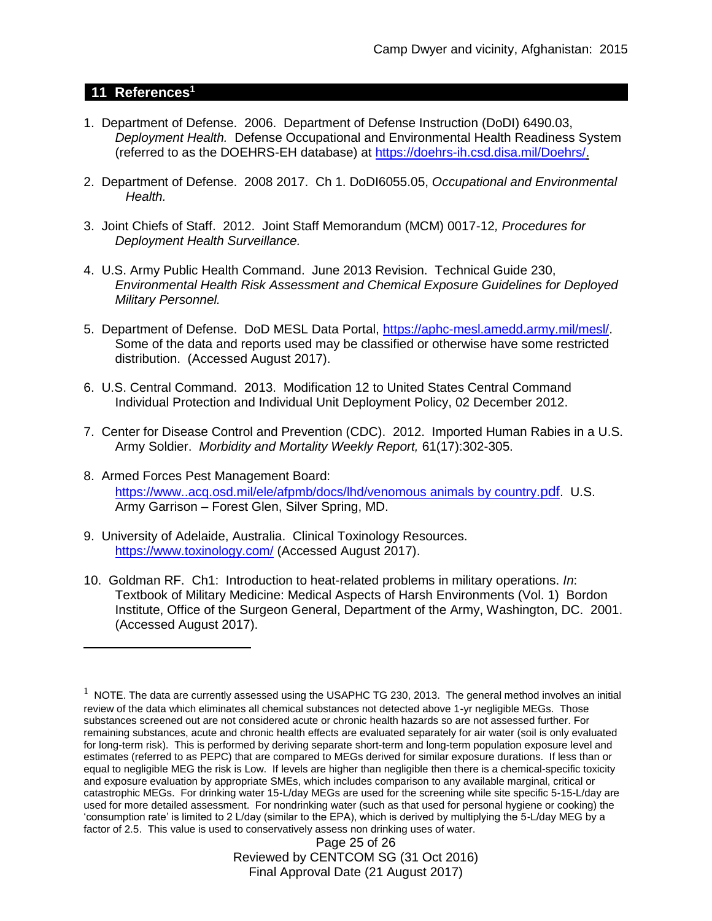## 11 References[1]

1. Department of Defense. 2006. Department of Defense Instruction (DoDI) 6490.03, *Deployment Health.* Defense Occupational and Environmental Health Readiness System (referred to as the DOEHRS-EH database) at https://doehrs-ih.csd.disa.mil/Doehrs/.

2. Department of Defense. 2008 2017. Ch 1. DoDI6055.05, *Occupational and Environmental Health.*

3. Joint Chiefs of Staff. 2012. Joint Staff Memorandum (MCM) 0017-12*, Procedures for Deployment Health Surveillance.*

4. U.S. Army Public Health Command. June 2013 Revision. Technical Guide 230, *Environmental Health Risk Assessment and Chemical Exposure Guidelines for Deployed Military Personnel.*

5. Department of Defense. DoD MESL Data Portal, https://aphc-mesl.amedd.army.mil/mesl/. Some of the data and reports used may be classified or otherwise have some restricted distribution. (Accessed August 2017).

6. U.S. Central Command. 2013. Modification 12 to United States Central Command Individual Protection and Individual Unit Deployment Policy, 02 December 2012.

7. Center for Disease Control and Prevention (CDC). 2012. Imported Human Rabies in a U.S. Army Soldier. *Morbidity and Mortality Weekly Report,* 61(17):302-305.

8. Armed Forces Pest Management Board: https://www..acq.osd.mil/ele/afpmb/docs/lhd/venomous animals by country.pdf. U.S. Army Garrison – Forest Glen, Silver Spring, MD.

9. University of Adelaide, Australia. Clinical Toxinology Resources. https://www.toxinology.com/ (Accessed August 2017).

10. Goldman RF. Ch1: Introduction to heat-related problems in military operations. *In*: Textbook of Military Medicine: Medical Aspects of Harsh Environments (Vol. 1) Bordon Institute, Office of the Surgeon General, Department of the Army, Washington, DC. 2001. (Accessed August 2017).

---

[1] NOTE. The data are currently assessed using the USAPHC TG 230, 2013. The general method involves an initial review of the data which eliminates all chemical substances not detected above 1-yr negligible MEGs. Those substances screened out are not considered acute or chronic health hazards so are not assessed further. For remaining substances, acute and chronic health effects are evaluated separately for air water (soil is only evaluated for long-term risk). This is performed by deriving separate short-term and long-term population exposure level and estimates (referred to as PEPC) that are compared to MEGs derived for similar exposure durations. If less than or equal to negligible MEG the risk is Low. If levels are higher than negligible then there is a chemical-specific toxicity and exposure evaluation by appropriate SMEs, which includes comparison to any available marginal, critical or catastrophic MEGs. For drinking water 15-L/day MEGs are used for the screening while site specific 5-15-L/day are used for more detailed assessment. For nondrinking water (such as that used for personal hygiene or cooking) the 'consumption rate' is limited to 2 L/day (similar to the EPA), which is derived by multiplying the 5-L/day MEG by a factor of 2.5. This value is used to conservatively assess non drinking uses of water.

Reviewed by CENTCOM SG (31 Oct 2016)
Final Approval Date (21 August 2017)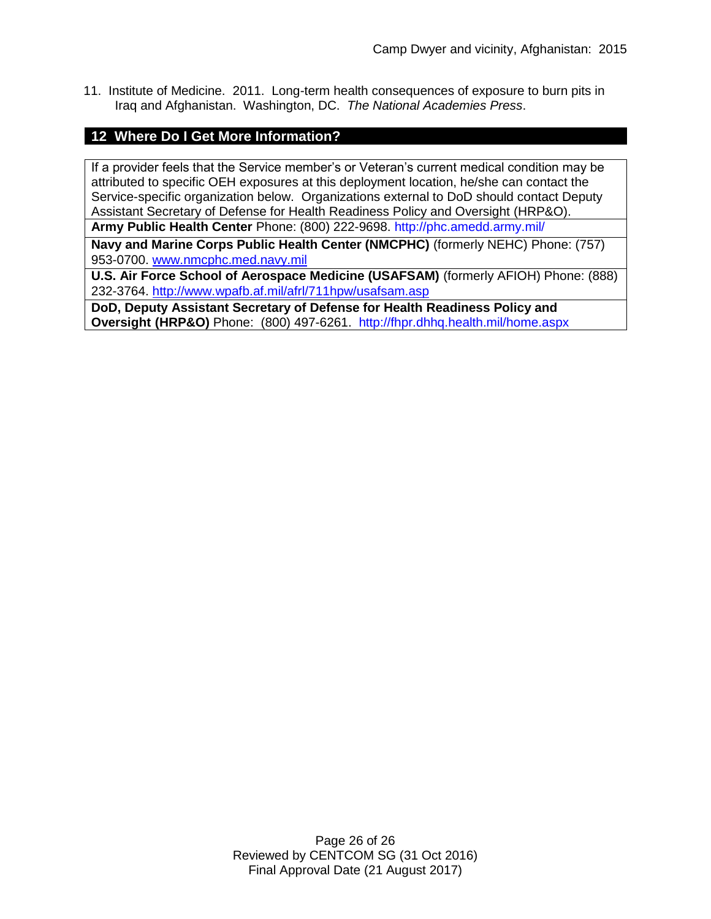11. Institute of Medicine. 2011. Long-term health consequences of exposure to burn pits in Iraq and Afghanistan. Washington, DC. *The National Academies Press*.

## 12 Where Do I Get More Information?

| |
|---|
| If a provider feels that the Service member's or Veteran's current medical condition may be attributed to specific OEH exposures at this deployment location, he/she can contact the Service-specific organization below. Organizations external to DoD should contact Deputy Assistant Secretary of Defense for Health Readiness Policy and Oversight (HRP&O). |
| **Army Public Health Center** Phone: (800) 222-9698. http://phc.amedd.army.mil/ |
| **Navy and Marine Corps Public Health Center (NMCPHC)** (formerly NEHC) Phone: (757) 953-0700. www.nmcphc.med.navy.mil |
| **U.S. Air Force School of Aerospace Medicine (USAFSAM)** (formerly AFIOH) Phone: (888) 232-3764. http://www.wpafb.af.mil/afrl/711hpw/usafsam.asp |
| **DoD, Deputy Assistant Secretary of Defense for Health Readiness Policy and Oversight (HRP&O)** Phone: (800) 497-6261. http://fhpr.dhhq.health.mil/home.aspx |

Reviewed by CENTCOM SG (31 Oct 2016)
Final Approval Date (21 August 2017)